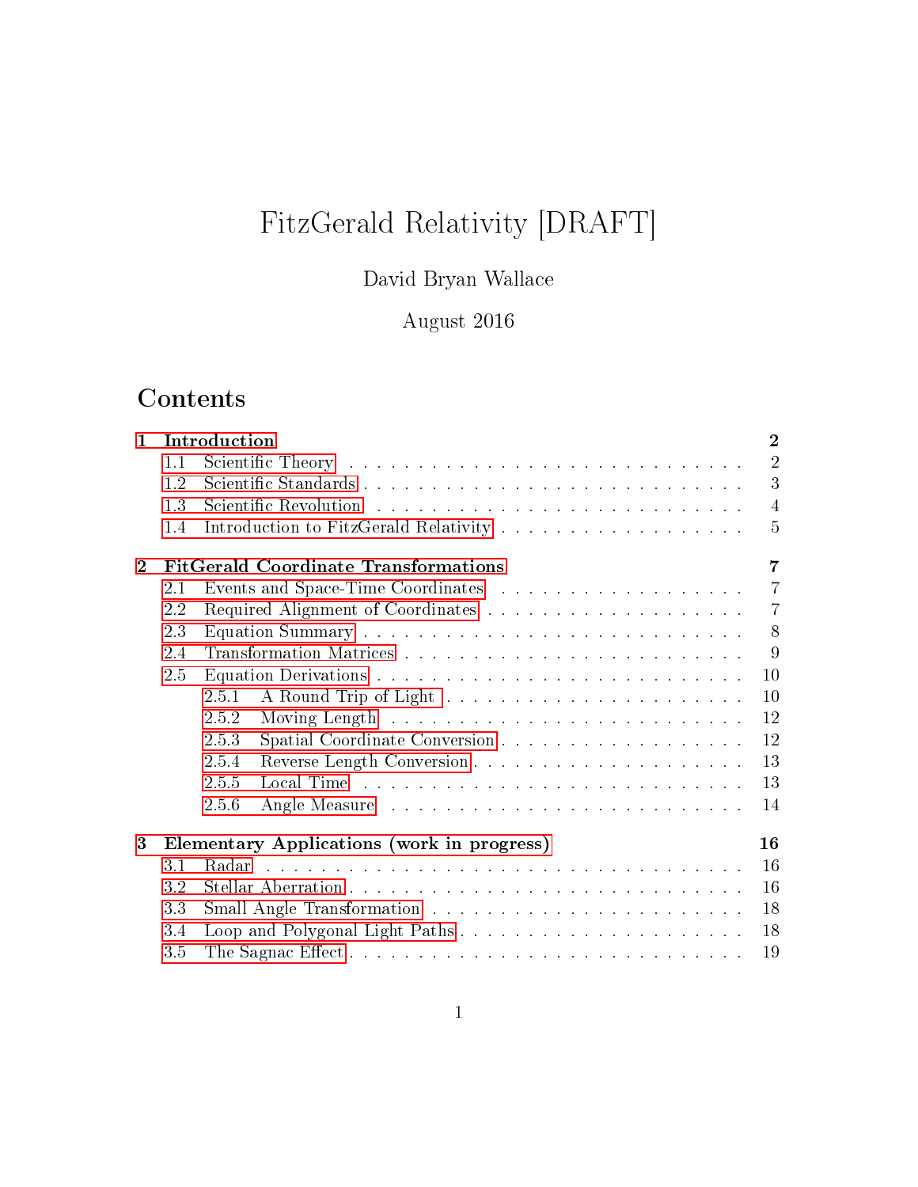# FitzGerald Relativity [DRAFT]

David Bryan Wallace

August 2016

## Contents

**1 Introduction** — **2**
- 1.1 Scientific Theory — 2
- 1.2 Scientific Standards — 3
- 1.3 Scientific Revolution — 4
- 1.4 Introduction to FitzGerald Relativity — 5

**2 FitGerald Coordinate Transformations** — **7**
- 2.1 Events and Space-Time Coordinates — 7
- 2.2 Required Alignment of Coordinates — 7
- 2.3 Equation Summary — 8
- 2.4 Transformation Matrices — 9
- 2.5 Equation Derivations — 10
  - 2.5.1 A Round Trip of Light — 10
  - 2.5.2 Moving Length — 12
  - 2.5.3 Spatial Coordinate Conversion — 12
  - 2.5.4 Reverse Length Conversion — 13
  - 2.5.5 Local Time — 13
  - 2.5.6 Angle Measure — 14

**3 Elementary Applications (work in progress)** — **16**
- 3.1 Radar — 16
- 3.2 Stellar Aberration — 16
- 3.3 Small Angle Transformation — 18
- 3.4 Loop and Polygonal Light Paths — 18
- 3.5 The Sagnac Effect — 19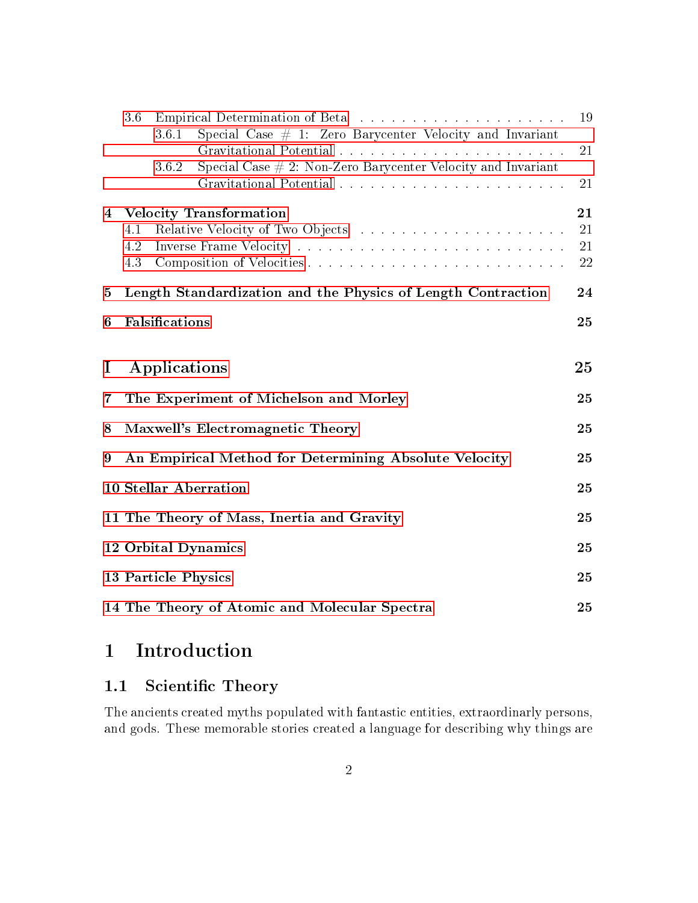3.6 Empirical Determination of Beta . . . . . . . . . . . . . . . . . . . . 19
    3.6.1 Special Case # 1: Zero Barycenter Velocity and Invariant Gravitational Potential . . . . . . . . . . . . . . . . . . . . . . 21
    3.6.2 Special Case # 2: Non-Zero Barycenter Velocity and Invariant Gravitational Potential . . . . . . . . . . . . . . . . . . . . . . 21

**4 Velocity Transformation** **21**
  4.1 Relative Velocity of Two Objects . . . . . . . . . . . . . . . . . . . . 21
  4.2 Inverse Frame Velocity . . . . . . . . . . . . . . . . . . . . . . . . . . 21
  4.3 Composition of Velocities . . . . . . . . . . . . . . . . . . . . . . . . . 22

**5 Length Standardization and the Physics of Length Contraction** **24**

**6 Falsifications** **25**

**I Applications** **25**

**7 The Experiment of Michelson and Morley** **25**

**8 Maxwell's Electromagnetic Theory** **25**

**9 An Empirical Method for Determining Absolute Velocity** **25**

**10 Stellar Aberration** **25**

**11 The Theory of Mass, Inertia and Gravity** **25**

**12 Orbital Dynamics** **25**

**13 Particle Physics** **25**

**14 The Theory of Atomic and Molecular Spectra** **25**

# 1 Introduction

## 1.1 Scientific Theory

The ancients created myths populated with fantastic entities, extraordinarily persons, and gods. These memorable stories created a language for describing why things are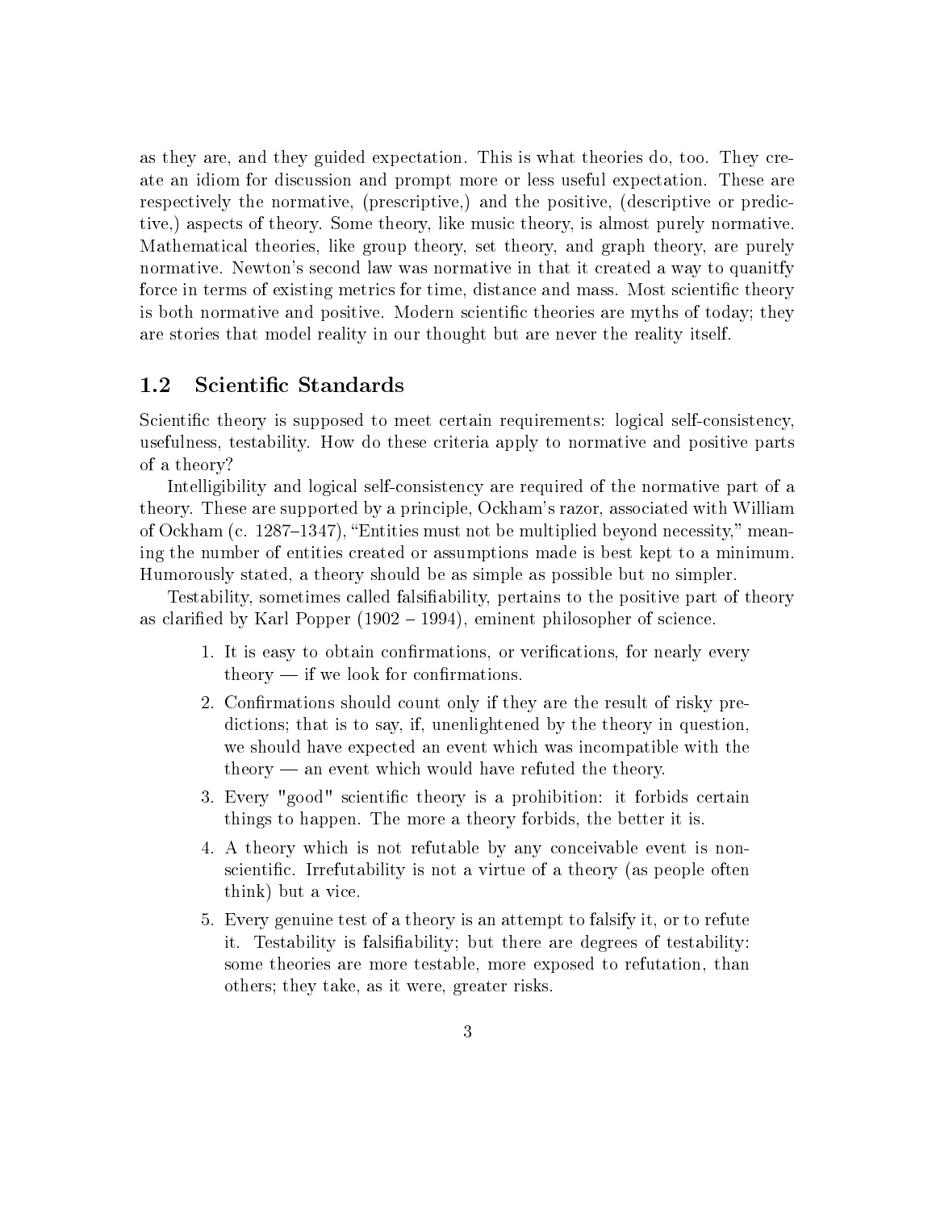as they are, and they guided expectation. This is what theories do, too. They create an idiom for discussion and prompt more or less useful expectation. These are respectively the normative, (prescriptive,) and the positive, (descriptive or predictive,) aspects of theory. Some theory, like music theory, is almost purely normative. Mathematical theories, like group theory, set theory, and graph theory, are purely normative. Newton's second law was normative in that it created a way to quanitfy force in terms of existing metrics for time, distance and mass. Most scientific theory is both normative and positive. Modern scientific theories are myths of today; they are stories that model reality in our thought but are never the reality itself.

## 1.2 Scientific Standards

Scientific theory is supposed to meet certain requirements: logical self-consistency, usefulness, testability. How do these criteria apply to normative and positive parts of a theory?

Intelligibility and logical self-consistency are required of the normative part of a theory. These are supported by a principle, Ockham's razor, associated with William of Ockham (c. 1287–1347), "Entities must not be multiplied beyond necessity," meaning the number of entities created or assumptions made is best kept to a minimum. Humorously stated, a theory should be as simple as possible but no simpler.

Testability, sometimes called falsifiability, pertains to the positive part of theory as clarified by Karl Popper (1902 – 1994), eminent philosopher of science.

> 1. It is easy to obtain confirmations, or verifications, for nearly every theory — if we look for confirmations.
> 2. Confirmations should count only if they are the result of risky predictions; that is to say, if, unenlightened by the theory in question, we should have expected an event which was incompatible with the theory — an event which would have refuted the theory.
> 3. Every "good" scientific theory is a prohibition: it forbids certain things to happen. The more a theory forbids, the better it is.
> 4. A theory which is not refutable by any conceivable event is non-scientific. Irrefutability is not a virtue of a theory (as people often think) but a vice.
> 5. Every genuine test of a theory is an attempt to falsify it, or to refute it. Testability is falsifiability; but there are degrees of testability: some theories are more testable, more exposed to refutation, than others; they take, as it were, greater risks.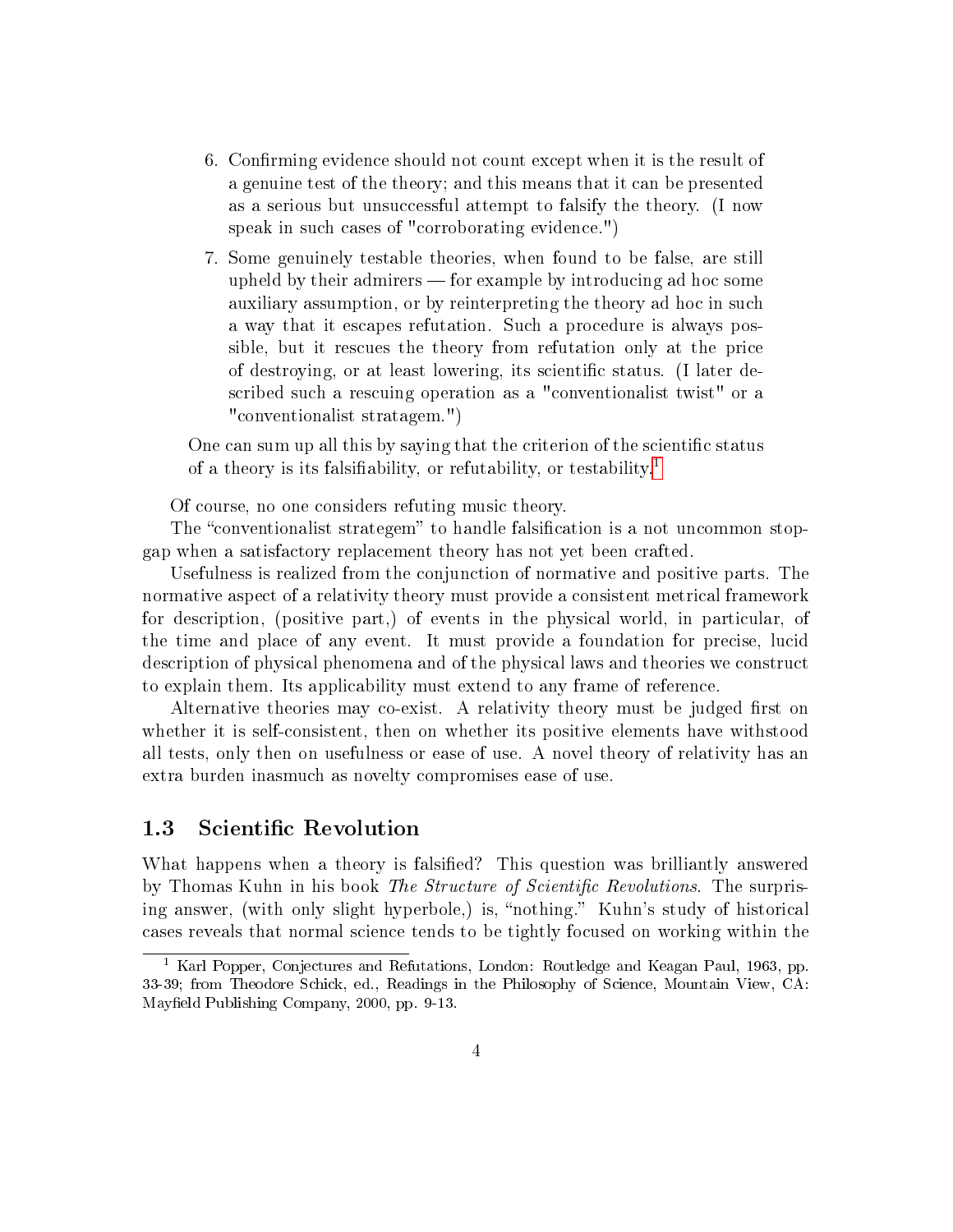6. Confirming evidence should not count except when it is the result of a genuine test of the theory; and this means that it can be presented as a serious but unsuccessful attempt to falsify the theory. (I now speak in such cases of "corroborating evidence.")

7. Some genuinely testable theories, when found to be false, are still upheld by their admirers — for example by introducing ad hoc some auxiliary assumption, or by reinterpreting the theory ad hoc in such a way that it escapes refutation. Such a procedure is always possible, but it rescues the theory from refutation only at the price of destroying, or at least lowering, its scientific status. (I later described such a rescuing operation as a "conventionalist twist" or a "conventionalist stratagem.")

> One can sum up all this by saying that the criterion of the scientific status of a theory is its falsifiability, or refutability, or testability.[1]

Of course, no one considers refuting music theory.

The "conventionalist strategem" to handle falsification is a not uncommon stopgap when a satisfactory replacement theory has not yet been crafted.

Usefulness is realized from the conjunction of normative and positive parts. The normative aspect of a relativity theory must provide a consistent metrical framework for description, (positive part,) of events in the physical world, in particular, of the time and place of any event. It must provide a foundation for precise, lucid description of physical phenomena and of the physical laws and theories we construct to explain them. Its applicability must extend to any frame of reference.

Alternative theories may co-exist. A relativity theory must be judged first on whether it is self-consistent, then on whether its positive elements have withstood all tests, only then on usefulness or ease of use. A novel theory of relativity has an extra burden inasmuch as novelty compromises ease of use.

## 1.3 Scientific Revolution

What happens when a theory is falsified? This question was brilliantly answered by Thomas Kuhn in his book *The Structure of Scientific Revolutions*. The surprising answer, (with only slight hyperbole,) is, "nothing." Kuhn's study of historical cases reveals that normal science tends to be tightly focused on working within the

---

[1] Karl Popper, Conjectures and Refutations, London: Routledge and Keagan Paul, 1963, pp. 33-39; from Theodore Schick, ed., Readings in the Philosophy of Science, Mountain View, CA: Mayfield Publishing Company, 2000, pp. 9-13.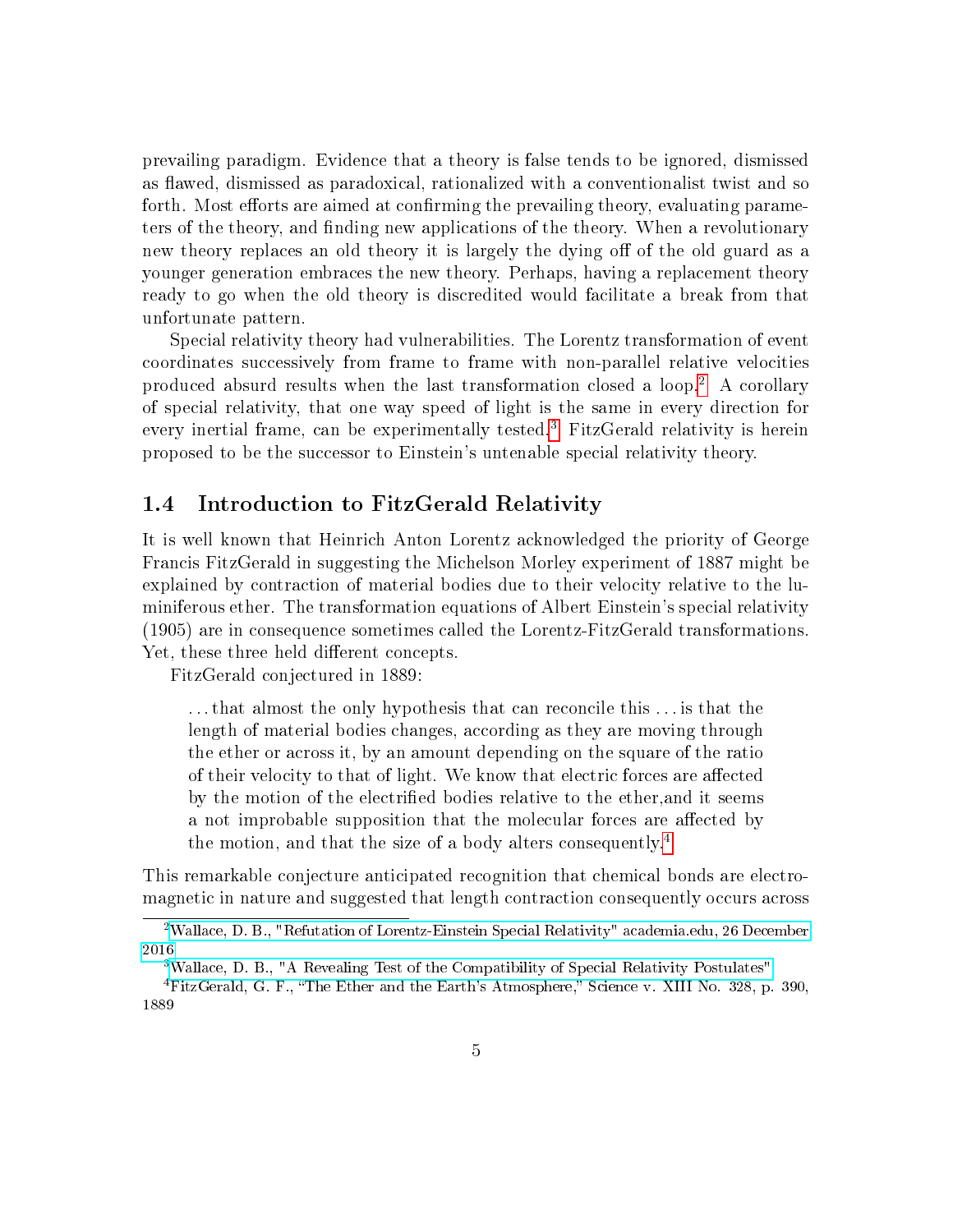prevailing paradigm. Evidence that a theory is false tends to be ignored, dismissed as flawed, dismissed as paradoxical, rationalized with a conventionalist twist and so forth. Most efforts are aimed at confirming the prevailing theory, evaluating parameters of the theory, and finding new applications of the theory. When a revolutionary new theory replaces an old theory it is largely the dying off of the old guard as a younger generation embraces the new theory. Perhaps, having a replacement theory ready to go when the old theory is discredited would facilitate a break from that unfortunate pattern.

Special relativity theory had vulnerabilities. The Lorentz transformation of event coordinates successively from frame to frame with non-parallel relative velocities produced absurd results when the last transformation closed a loop.[2] A corollary of special relativity, that one way speed of light is the same in every direction for every inertial frame, can be experimentally tested.[3] FitzGerald relativity is herein proposed to be the successor to Einstein's untenable special relativity theory.

## 1.4 Introduction to FitzGerald Relativity

It is well known that Heinrich Anton Lorentz acknowledged the priority of George Francis FitzGerald in suggesting the Michelson Morley experiment of 1887 might be explained by contraction of material bodies due to their velocity relative to the luminiferous ether. The transformation equations of Albert Einstein's special relativity (1905) are in consequence sometimes called the Lorentz-FitzGerald transformations. Yet, these three held different concepts.

FitzGerald conjectured in 1889:

> ...that almost the only hypothesis that can reconcile this ... is that the length of material bodies changes, according as they are moving through the ether or across it, by an amount depending on the square of the ratio of their velocity to that of light. We know that electric forces are affected by the motion of the electrified bodies relative to the ether,and it seems a not improbable supposition that the molecular forces are affected by the motion, and that the size of a body alters consequently.[4]

This remarkable conjecture anticipated recognition that chemical bonds are electromagnetic in nature and suggested that length contraction consequently occurs across

---

[2] Wallace, D. B., "Refutation of Lorentz-Einstein Special Relativity" academia.edu, 26 December 2016

[3] Wallace, D. B., "A Revealing Test of the Compatibility of Special Relativity Postulates"

[4] FitzGerald, G. F., "The Ether and the Earth's Atmosphere," Science v. XIII No. 328, p. 390, 1889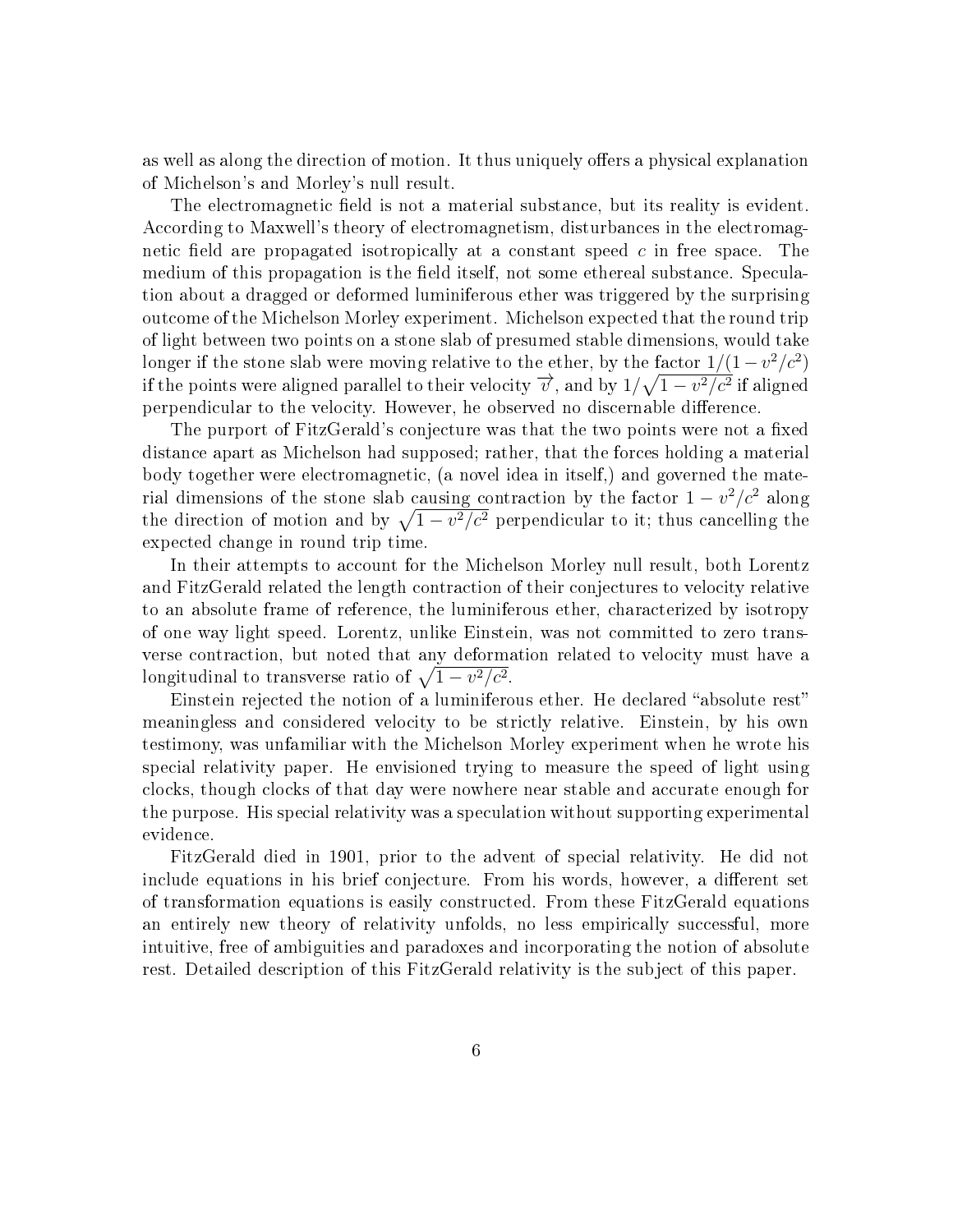as well as along the direction of motion. It thus uniquely offers a physical explanation of Michelson's and Morley's null result.

The electromagnetic field is not a material substance, but its reality is evident. According to Maxwell's theory of electromagnetism, disturbances in the electromagnetic field are propagated isotropically at a constant speed $c$ in free space. The medium of this propagation is the field itself, not some ethereal substance. Speculation about a dragged or deformed luminiferous ether was triggered by the surprising outcome of the Michelson Morley experiment. Michelson expected that the round trip of light between two points on a stone slab of presumed stable dimensions, would take longer if the stone slab were moving relative to the ether, by the factor $1/(1 - v^2/c^2)$ if the points were aligned parallel to their velocity $\overrightarrow{v}$, and by $1/\sqrt{1 - v^2/c^2}$ if aligned perpendicular to the velocity. However, he observed no discernable difference.

The purport of FitzGerald's conjecture was that the two points were not a fixed distance apart as Michelson had supposed; rather, that the forces holding a material body together were electromagnetic, (a novel idea in itself,) and governed the material dimensions of the stone slab causing contraction by the factor $1 - v^2/c^2$ along the direction of motion and by $\sqrt{1 - v^2/c^2}$ perpendicular to it; thus cancelling the expected change in round trip time.

In their attempts to account for the Michelson Morley null result, both Lorentz and FitzGerald related the length contraction of their conjectures to velocity relative to an absolute frame of reference, the luminiferous ether, characterized by isotropy of one way light speed. Lorentz, unlike Einstein, was not committed to zero transverse contraction, but noted that any deformation related to velocity must have a longitudinal to transverse ratio of $\sqrt{1 - v^2/c^2}$.

Einstein rejected the notion of a luminiferous ether. He declared "absolute rest" meaningless and considered velocity to be strictly relative. Einstein, by his own testimony, was unfamiliar with the Michelson Morley experiment when he wrote his special relativity paper. He envisioned trying to measure the speed of light using clocks, though clocks of that day were nowhere near stable and accurate enough for the purpose. His special relativity was a speculation without supporting experimental evidence.

FitzGerald died in 1901, prior to the advent of special relativity. He did not include equations in his brief conjecture. From his words, however, a different set of transformation equations is easily constructed. From these FitzGerald equations an entirely new theory of relativity unfolds, no less empirically successful, more intuitive, free of ambiguities and paradoxes and incorporating the notion of absolute rest. Detailed description of this FitzGerald relativity is the subject of this paper.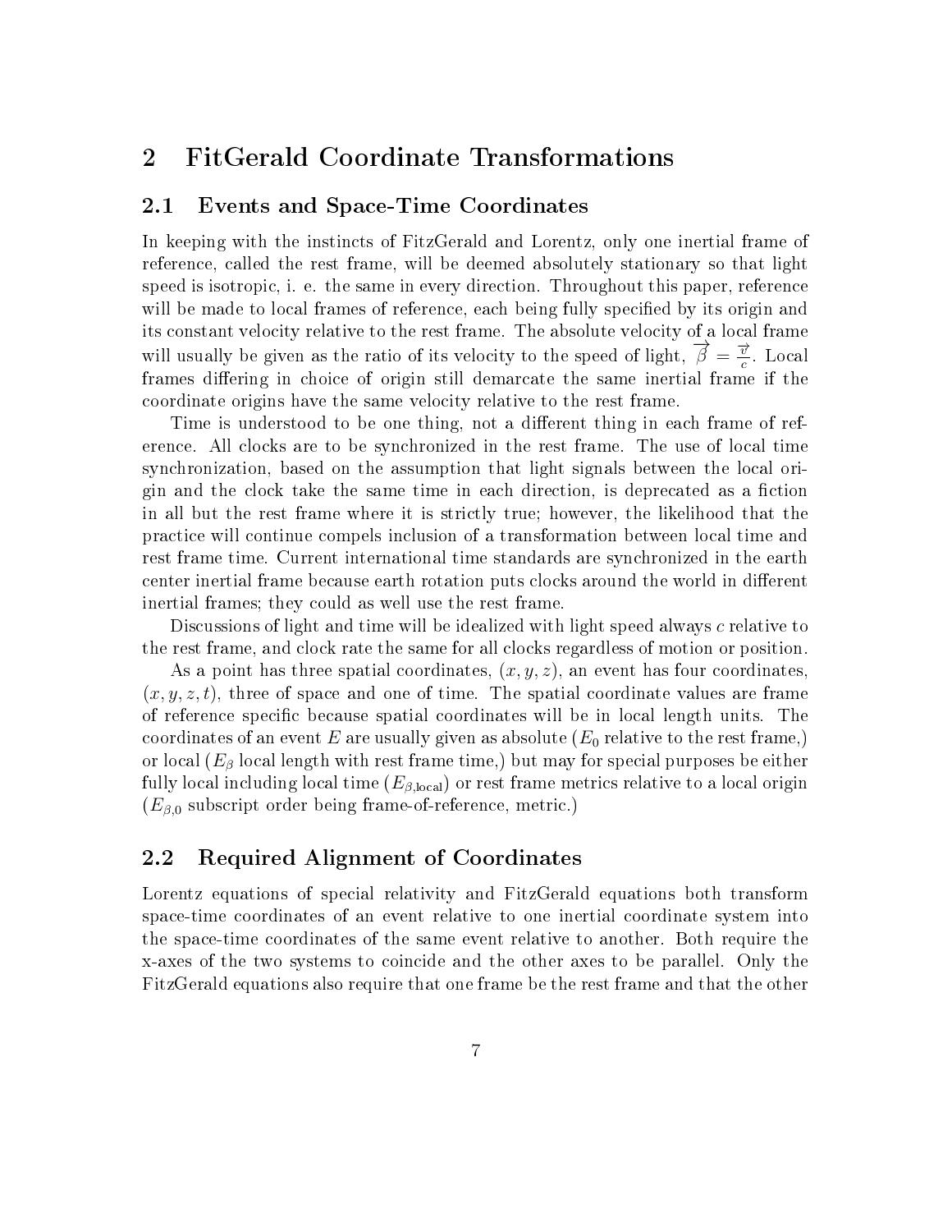# 2 FitGerald Coordinate Transformations

## 2.1 Events and Space-Time Coordinates

In keeping with the instincts of FitzGerald and Lorentz, only one inertial frame of reference, called the rest frame, will be deemed absolutely stationary so that light speed is isotropic, i. e. the same in every direction. Throughout this paper, reference will be made to local frames of reference, each being fully specified by its origin and its constant velocity relative to the rest frame. The absolute velocity of a local frame will usually be given as the ratio of its velocity to the speed of light, $\overrightarrow{\beta} = \frac{\vec{v}}{c}$. Local frames differing in choice of origin still demarcate the same inertial frame if the coordinate origins have the same velocity relative to the rest frame.

Time is understood to be one thing, not a different thing in each frame of reference. All clocks are to be synchronized in the rest frame. The use of local time synchronization, based on the assumption that light signals between the local origin and the clock take the same time in each direction, is deprecated as a fiction in all but the rest frame where it is strictly true; however, the likelihood that the practice will continue compels inclusion of a transformation between local time and rest frame time. Current international time standards are synchronized in the earth center inertial frame because earth rotation puts clocks around the world in different inertial frames; they could as well use the rest frame.

Discussions of light and time will be idealized with light speed always $c$ relative to the rest frame, and clock rate the same for all clocks regardless of motion or position.

As a point has three spatial coordinates, $(x, y, z)$, an event has four coordinates, $(x, y, z, t)$, three of space and one of time. The spatial coordinate values are frame of reference specific because spatial coordinates will be in local length units. The coordinates of an event $E$ are usually given as absolute ($E_0$ relative to the rest frame,) or local ($E_\beta$ local length with rest frame time,) but may for special purposes be either fully local including local time ($E_{\beta,\text{local}}$) or rest frame metrics relative to a local origin ($E_{\beta,0}$ subscript order being frame-of-reference, metric.)

## 2.2 Required Alignment of Coordinates

Lorentz equations of special relativity and FitzGerald equations both transform space-time coordinates of an event relative to one inertial coordinate system into the space-time coordinates of the same event relative to another. Both require the x-axes of the two systems to coincide and the other axes to be parallel. Only the FitzGerald equations also require that one frame be the rest frame and that the other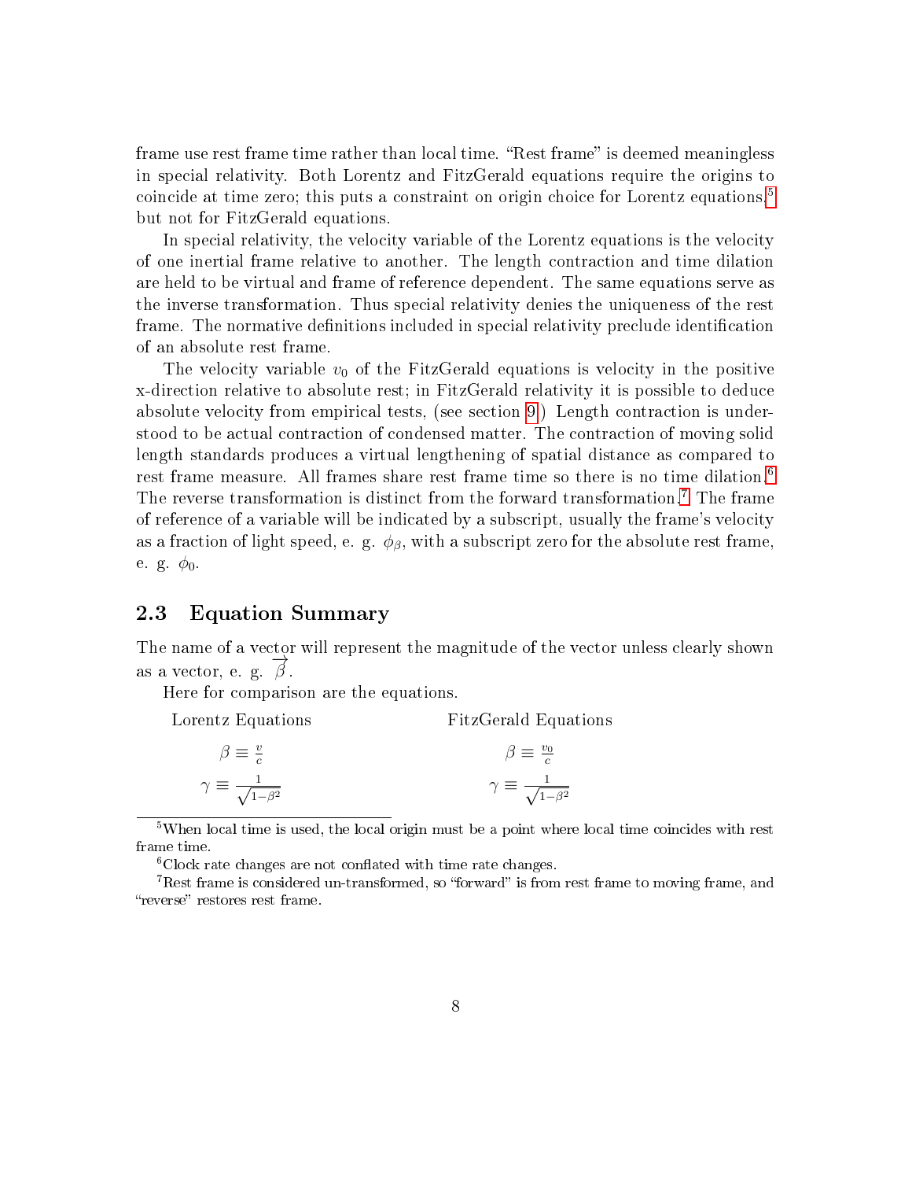frame use rest frame time rather than local time. "Rest frame" is deemed meaningless in special relativity. Both Lorentz and FitzGerald equations require the origins to coincide at time zero; this puts a constraint on origin choice for Lorentz equations,[5] but not for FitzGerald equations.

In special relativity, the velocity variable of the Lorentz equations is the velocity of one inertial frame relative to another. The length contraction and time dilation are held to be virtual and frame of reference dependent. The same equations serve as the inverse transformation. Thus special relativity denies the uniqueness of the rest frame. The normative definitions included in special relativity preclude identification of an absolute rest frame.

The velocity variable $v_0$ of the FitzGerald equations is velocity in the positive x-direction relative to absolute rest; in FitzGerald relativity it is possible to deduce absolute velocity from empirical tests, (see section 9.) Length contraction is understood to be actual contraction of condensed matter. The contraction of moving solid length standards produces a virtual lengthening of spatial distance as compared to rest frame measure. All frames share rest frame time so there is no time dilation.[6] The reverse transformation is distinct from the forward transformation.[7] The frame of reference of a variable will be indicated by a subscript, usually the frame's velocity as a fraction of light speed, e. g. $\phi_\beta$, with a subscript zero for the absolute rest frame, e. g. $\phi_0$.

## 2.3 Equation Summary

The name of a vector will represent the magnitude of the vector unless clearly shown as a vector, e. g. $\overrightarrow{\beta}$.

Here for comparison are the equations.

| Lorentz Equations | FitzGerald Equations |
| --- | --- |
| $\beta \equiv \frac{v}{c}$ | $\beta \equiv \frac{v_0}{c}$ |
| $\gamma \equiv \frac{1}{\sqrt{1-\beta^2}}$ | $\gamma \equiv \frac{1}{\sqrt{1-\beta^2}}$ |

[5] When local time is used, the local origin must be a point where local time coincides with rest frame time.

[6] Clock rate changes are not conflated with time rate changes.

[7] Rest frame is considered un-transformed, so "forward" is from rest frame to moving frame, and "reverse" restores rest frame.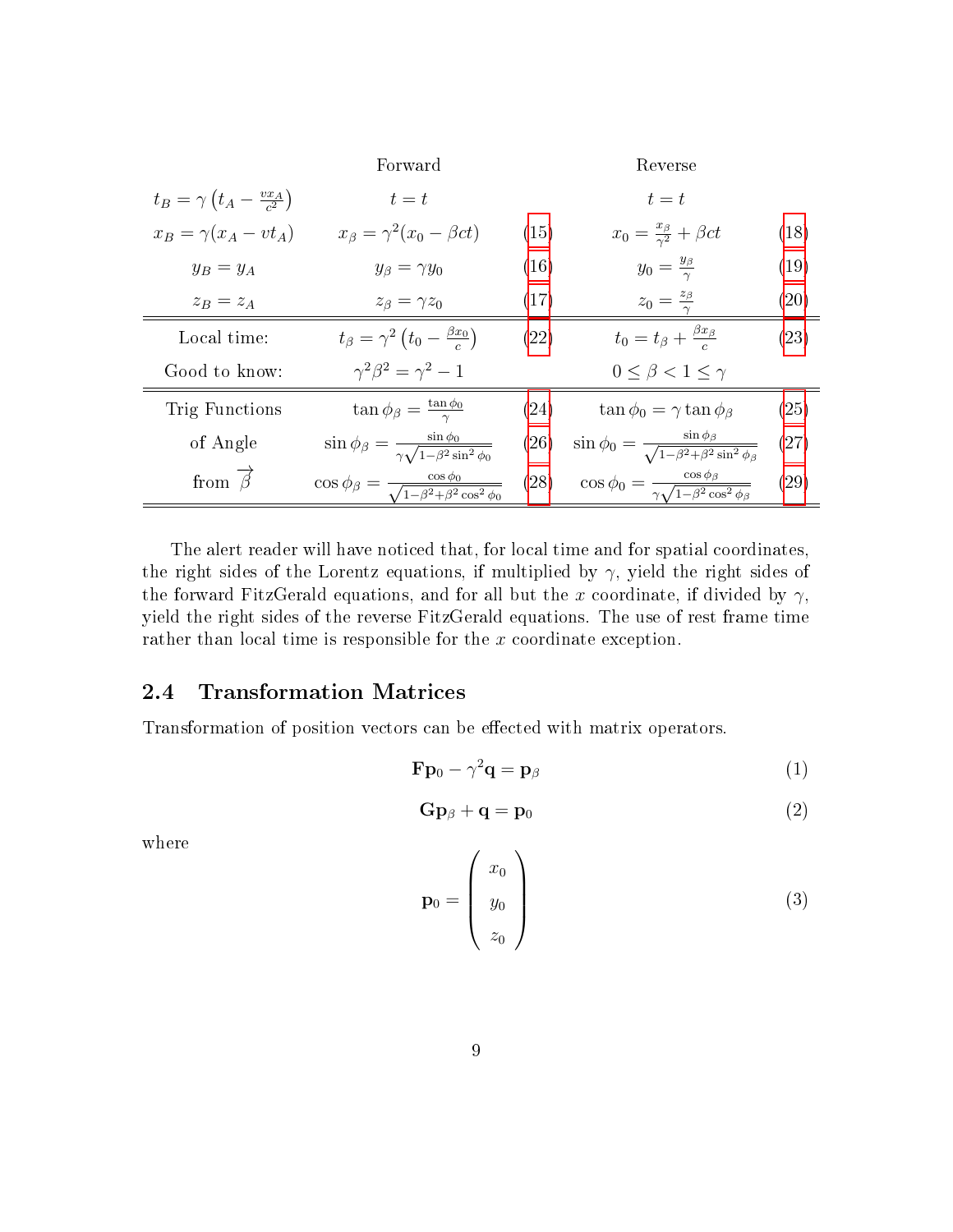| | Forward | | Reverse | |
|---|---|---|---|---|
| $t_B = \gamma\left(t_A - \frac{vx_A}{c^2}\right)$ | $t = t$ | | $t = t$ | |
| $x_B = \gamma(x_A - vt_A)$ | $x_\beta = \gamma^2(x_0 - \beta ct)$ | (15) | $x_0 = \frac{x_\beta}{\gamma^2} + \beta ct$ | (18) |
| $y_B = y_A$ | $y_\beta = \gamma y_0$ | (16) | $y_0 = \frac{y_\beta}{\gamma}$ | (19) |
| $z_B = z_A$ | $z_\beta = \gamma z_0$ | (17) | $z_0 = \frac{z_\beta}{\gamma}$ | (20) |
| Local time: | $t_\beta = \gamma^2\left(t_0 - \frac{\beta x_0}{c}\right)$ | (22) | $t_0 = t_\beta + \frac{\beta x_\beta}{c}$ | (23) |
| Good to know: | $\gamma^2\beta^2 = \gamma^2 - 1$ | | $0 \le \beta < 1 \le \gamma$ | |
| Trig Functions | $\tan\phi_\beta = \frac{\tan\phi_0}{\gamma}$ | (24) | $\tan\phi_0 = \gamma\tan\phi_\beta$ | (25) |
| of Angle | $\sin\phi_\beta = \frac{\sin\phi_0}{\gamma\sqrt{1-\beta^2\sin^2\phi_0}}$ | (26) | $\sin\phi_0 = \frac{\sin\phi_\beta}{\sqrt{1-\beta^2+\beta^2\sin^2\phi_\beta}}$ | (27) |
| from $\overrightarrow{\beta}$ | $\cos\phi_\beta = \frac{\cos\phi_0}{\sqrt{1-\beta^2+\beta^2\cos^2\phi_0}}$ | (28) | $\cos\phi_0 = \frac{\cos\phi_\beta}{\gamma\sqrt{1-\beta^2\cos^2\phi_\beta}}$ | (29) |

The alert reader will have noticed that, for local time and for spatial coordinates, the right sides of the Lorentz equations, if multiplied by $\gamma$, yield the right sides of the forward FitzGerald equations, and for all but the $x$ coordinate, if divided by $\gamma$, yield the right sides of the reverse FitzGerald equations. The use of rest frame time rather than local time is responsible for the $x$ coordinate exception.

## 2.4 Transformation Matrices

Transformation of position vectors can be effected with matrix operators.

$$\mathbf{F}\mathbf{p}_0 - \gamma^2\mathbf{q} = \mathbf{p}_\beta \tag{1}$$

$$\mathbf{G}\mathbf{p}_\beta + \mathbf{q} = \mathbf{p}_0 \tag{2}$$

where

$$\mathbf{p}_0 = \begin{pmatrix} x_0 \\ y_0 \\ z_0 \end{pmatrix} \tag{3}$$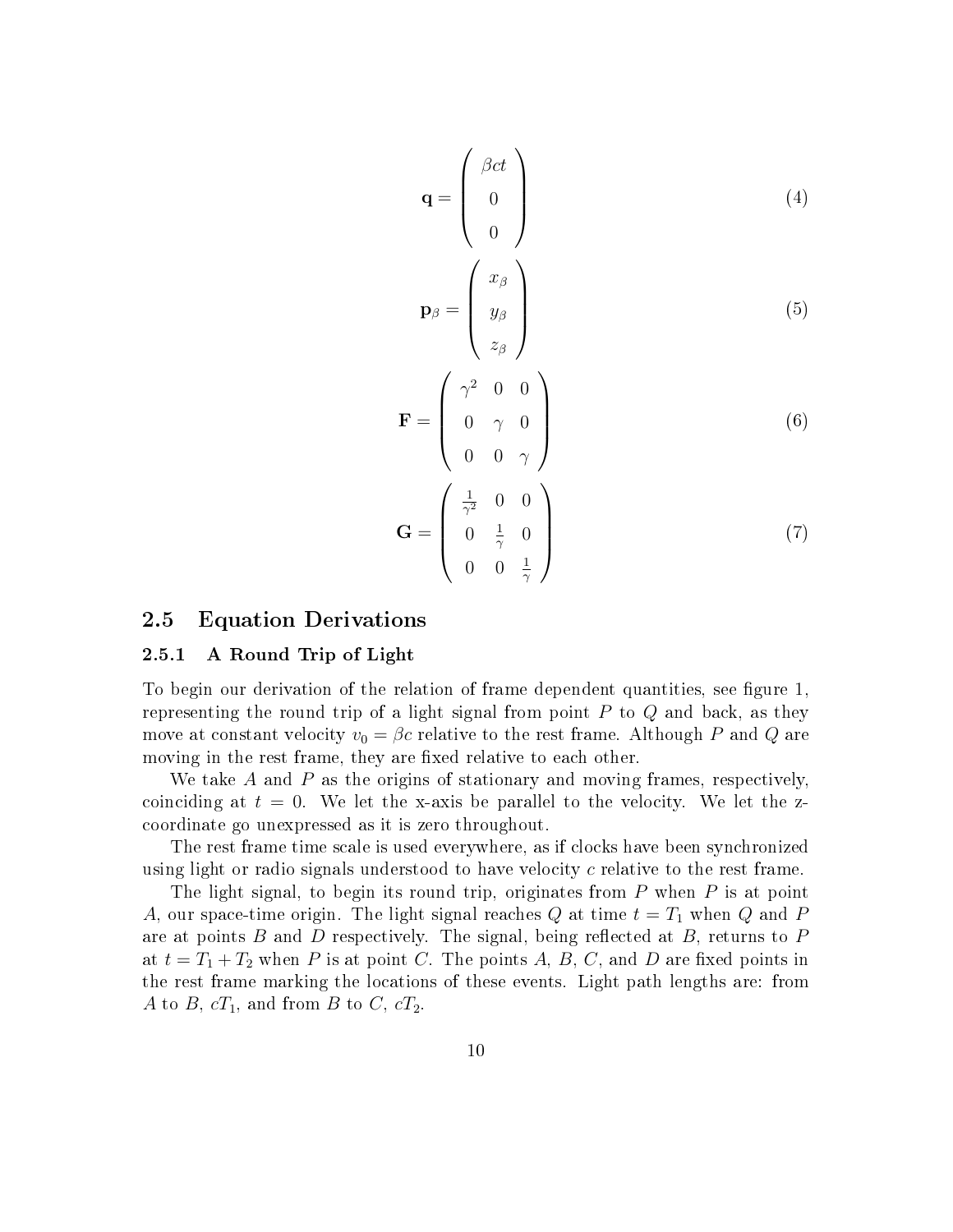$$\mathbf{q} = \begin{pmatrix} \beta ct \\ 0 \\ 0 \end{pmatrix} \tag{4}$$

$$\mathbf{p}_\beta = \begin{pmatrix} x_\beta \\ y_\beta \\ z_\beta \end{pmatrix} \tag{5}$$

$$\mathbf{F} = \begin{pmatrix} \gamma^2 & 0 & 0 \\ 0 & \gamma & 0 \\ 0 & 0 & \gamma \end{pmatrix} \tag{6}$$

$$\mathbf{G} = \begin{pmatrix} \frac{1}{\gamma^2} & 0 & 0 \\ 0 & \frac{1}{\gamma} & 0 \\ 0 & 0 & \frac{1}{\gamma} \end{pmatrix} \tag{7}$$

## 2.5 Equation Derivations

### 2.5.1 A Round Trip of Light

To begin our derivation of the relation of frame dependent quantities, see figure 1, representing the round trip of a light signal from point $P$ to $Q$ and back, as they move at constant velocity $v_0 = \beta c$ relative to the rest frame. Although $P$ and $Q$ are moving in the rest frame, they are fixed relative to each other.

We take $A$ and $P$ as the origins of stationary and moving frames, respectively, coinciding at $t = 0$. We let the x-axis be parallel to the velocity. We let the z-coordinate go unexpressed as it is zero throughout.

The rest frame time scale is used everywhere, as if clocks have been synchronized using light or radio signals understood to have velocity $c$ relative to the rest frame.

The light signal, to begin its round trip, originates from $P$ when $P$ is at point $A$, our space-time origin. The light signal reaches $Q$ at time $t = T_1$ when $Q$ and $P$ are at points $B$ and $D$ respectively. The signal, being reflected at $B$, returns to $P$ at $t = T_1 + T_2$ when $P$ is at point $C$. The points $A$, $B$, $C$, and $D$ are fixed points in the rest frame marking the locations of these events. Light path lengths are: from $A$ to $B$, $cT_1$, and from $B$ to $C$, $cT_2$.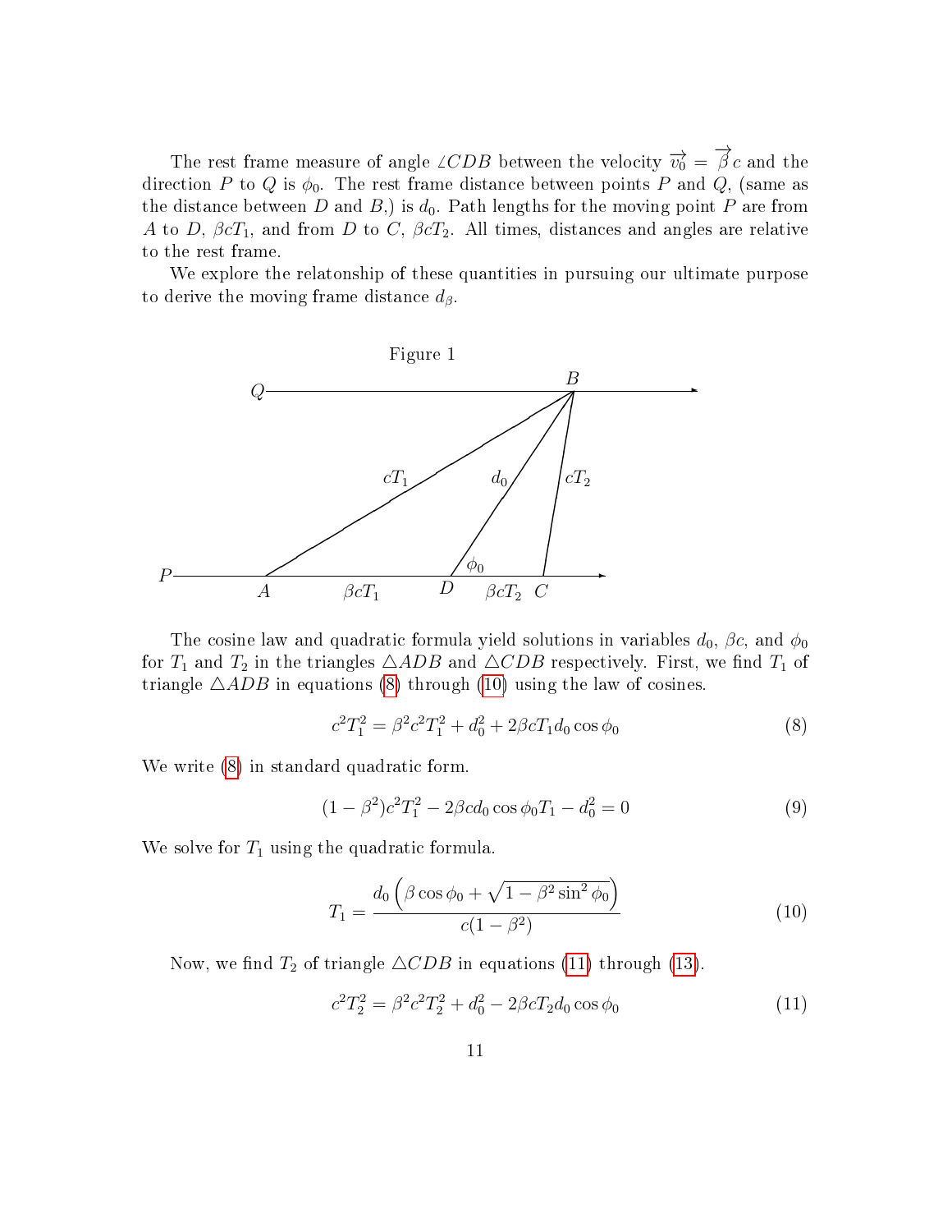The rest frame measure of angle $\angle CDB$ between the velocity $\overrightarrow{v_0} = \overrightarrow{\beta}\, c$ and the direction $P$ to $Q$ is $\phi_0$. The rest frame distance between points $P$ and $Q$, (same as the distance between $D$ and $B$,) is $d_0$. Path lengths for the moving point $P$ are from $A$ to $D$, $\beta c T_1$, and from $D$ to $C$, $\beta c T_2$. All times, distances and angles are relative to the rest frame.

We explore the relatonship of these quantities in pursuing our ultimate purpose to derive the moving frame distance $d_\beta$.

Figure 1

The cosine law and quadratic formula yield solutions in variables $d_0$, $\beta c$, and $\phi_0$ for $T_1$ and $T_2$ in the triangles $\triangle ADB$ and $\triangle CDB$ respectively. First, we find $T_1$ of triangle $\triangle ADB$ in equations (8) through (10) using the law of cosines.

$$c^2 T_1^2 = \beta^2 c^2 T_1^2 + d_0^2 + 2\beta c T_1 d_0 \cos\phi_0 \tag{8}$$

We write (8) in standard quadratic form.

$$(1-\beta^2)c^2 T_1^2 - 2\beta c d_0 \cos\phi_0 T_1 - d_0^2 = 0 \tag{9}$$

We solve for $T_1$ using the quadratic formula.

$$T_1 = \frac{d_0\left(\beta\cos\phi_0 + \sqrt{1-\beta^2\sin^2\phi_0}\right)}{c(1-\beta^2)} \tag{10}$$

Now, we find $T_2$ of triangle $\triangle CDB$ in equations (11) through (13).

$$c^2 T_2^2 = \beta^2 c^2 T_2^2 + d_0^2 - 2\beta c T_2 d_0 \cos\phi_0 \tag{11}$$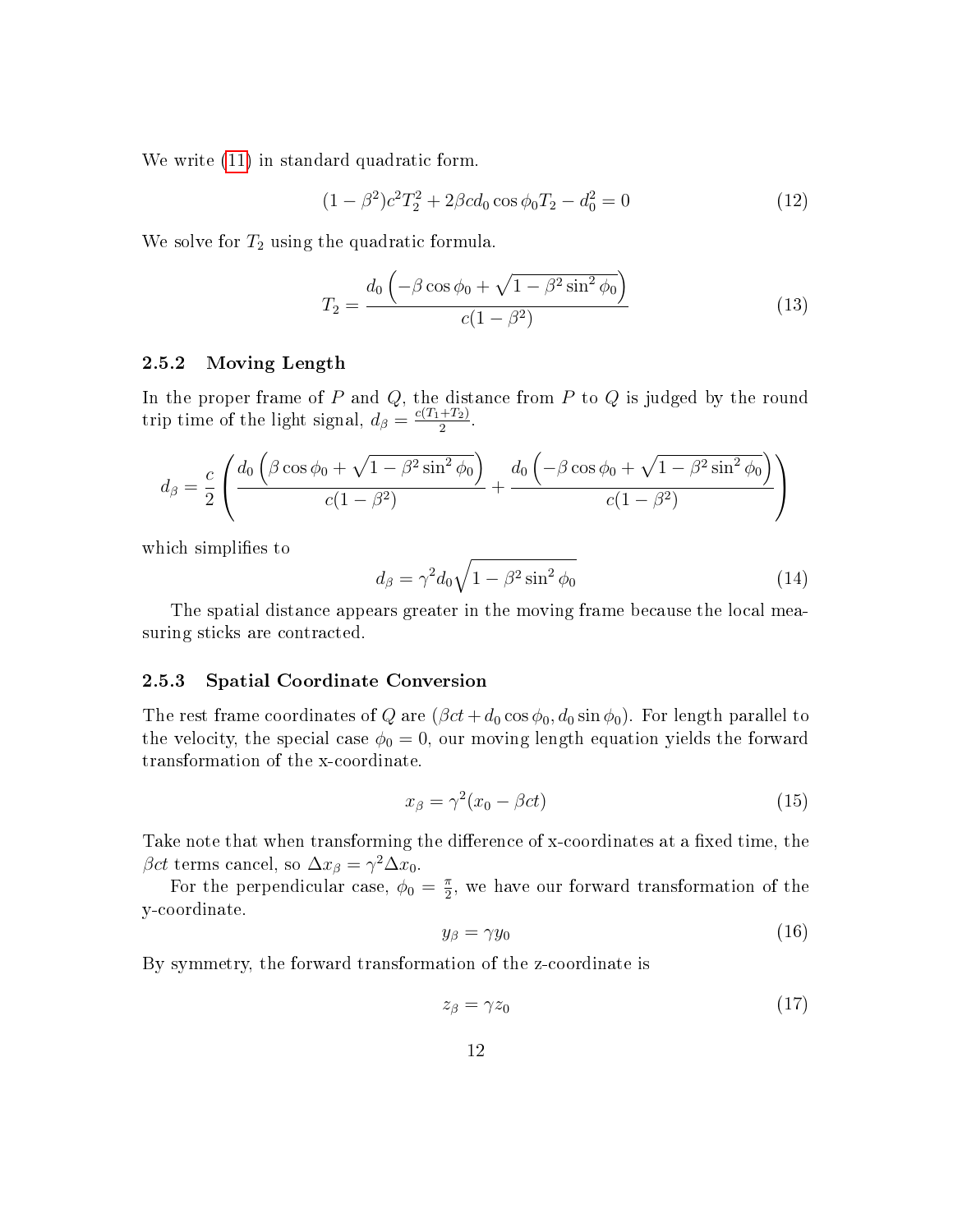We write (11) in standard quadratic form.

$$(1-\beta^2)c^2T_2^2 + 2\beta c d_0 \cos\phi_0 T_2 - d_0^2 = 0 \tag{12}$$

We solve for $T_2$ using the quadratic formula.

$$T_2 = \frac{d_0\left(-\beta\cos\phi_0 + \sqrt{1-\beta^2\sin^2\phi_0}\right)}{c(1-\beta^2)} \tag{13}$$

### 2.5.2 Moving Length

In the proper frame of $P$ and $Q$, the distance from $P$ to $Q$ is judged by the round trip time of the light signal, $d_\beta = \frac{c(T_1+T_2)}{2}$.

$$d_\beta = \frac{c}{2}\left(\frac{d_0\left(\beta\cos\phi_0 + \sqrt{1-\beta^2\sin^2\phi_0}\right)}{c(1-\beta^2)} + \frac{d_0\left(-\beta\cos\phi_0 + \sqrt{1-\beta^2\sin^2\phi_0}\right)}{c(1-\beta^2)}\right)$$

which simplifies to

$$d_\beta = \gamma^2 d_0\sqrt{1-\beta^2\sin^2\phi_0} \tag{14}$$

The spatial distance appears greater in the moving frame because the local measuring sticks are contracted.

### 2.5.3 Spatial Coordinate Conversion

The rest frame coordinates of $Q$ are $(\beta ct + d_0\cos\phi_0, d_0\sin\phi_0)$. For length parallel to the velocity, the special case $\phi_0 = 0$, our moving length equation yields the forward transformation of the x-coordinate.

$$x_\beta = \gamma^2(x_0 - \beta ct) \tag{15}$$

Take note that when transforming the difference of x-coordinates at a fixed time, the $\beta ct$ terms cancel, so $\Delta x_\beta = \gamma^2 \Delta x_0$.

For the perpendicular case, $\phi_0 = \frac{\pi}{2}$, we have our forward transformation of the y-coordinate.

$$y_\beta = \gamma y_0 \tag{16}$$

By symmetry, the forward transformation of the z-coordinate is

$$z_\beta = \gamma z_0 \tag{17}$$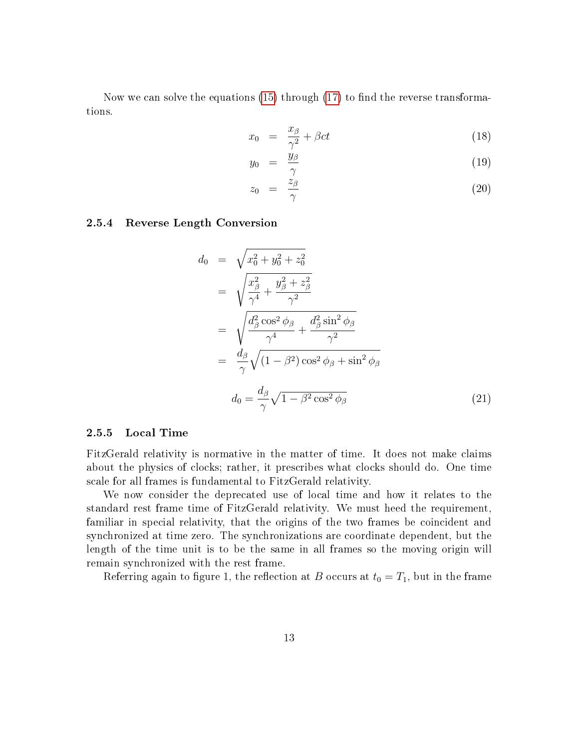Now we can solve the equations (15) through (17) to find the reverse transformations.

$$x_0 = \frac{x_\beta}{\gamma^2} + \beta ct \tag{18}$$

$$y_0 = \frac{y_\beta}{\gamma} \tag{19}$$

$$z_0 = \frac{z_\beta}{\gamma} \tag{20}$$

### 2.5.4 Reverse Length Conversion

$$\begin{aligned}
d_0 &= \sqrt{x_0^2 + y_0^2 + z_0^2} \\
&= \sqrt{\frac{x_\beta^2}{\gamma^4} + \frac{y_\beta^2 + z_\beta^2}{\gamma^2}} \\
&= \sqrt{\frac{d_\beta^2 \cos^2 \phi_\beta}{\gamma^4} + \frac{d_\beta^2 \sin^2 \phi_\beta}{\gamma^2}} \\
&= \frac{d_\beta}{\gamma}\sqrt{(1-\beta^2)\cos^2 \phi_\beta + \sin^2 \phi_\beta}
\end{aligned}$$

$$d_0 = \frac{d_\beta}{\gamma}\sqrt{1 - \beta^2 \cos^2 \phi_\beta} \tag{21}$$

### 2.5.5 Local Time

FitzGerald relativity is normative in the matter of time. It does not make claims about the physics of clocks; rather, it prescribes what clocks should do. One time scale for all frames is fundamental to FitzGerald relativity.

We now consider the deprecated use of local time and how it relates to the standard rest frame time of FitzGerald relativity. We must heed the requirement, familiar in special relativity, that the origins of the two frames be coincident and synchronized at time zero. The synchronizations are coordinate dependent, but the length of the time unit is to be the same in all frames so the moving origin will remain synchronized with the rest frame.

Referring again to figure 1, the reflection at $B$ occurs at $t_0 = T_1$, but in the frame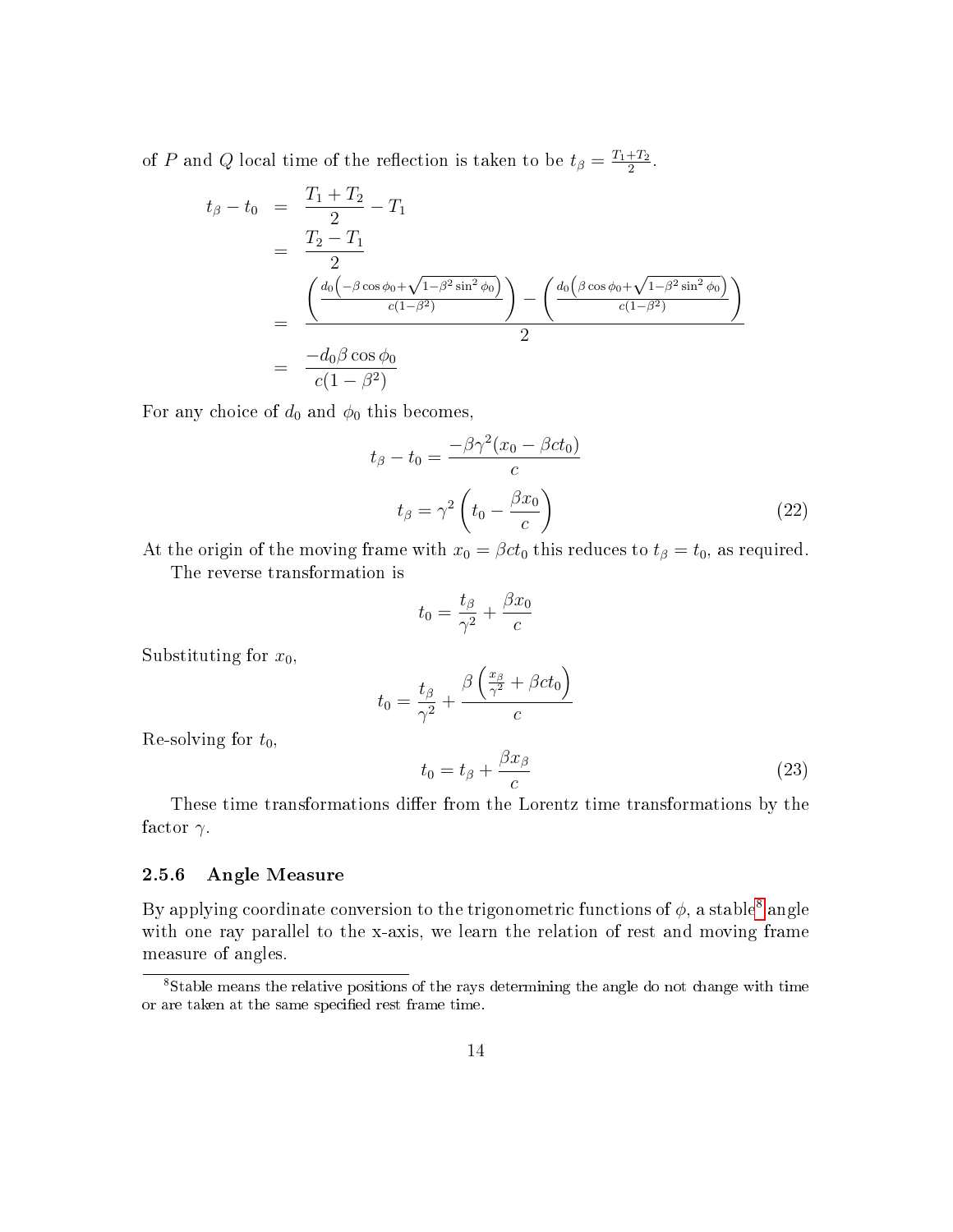of $P$ and $Q$ local time of the reflection is taken to be $t_\beta = \frac{T_1+T_2}{2}$.

$$
\begin{aligned}
t_\beta - t_0 &= \frac{T_1 + T_2}{2} - T_1 \\
&= \frac{T_2 - T_1}{2} \\
&= \frac{\left(\frac{d_0\left(-\beta\cos\phi_0 + \sqrt{1-\beta^2\sin^2\phi_0}\right)}{c(1-\beta^2)}\right) - \left(\frac{d_0\left(\beta\cos\phi_0 + \sqrt{1-\beta^2\sin^2\phi_0}\right)}{c(1-\beta^2)}\right)}{2} \\
&= \frac{-d_0\beta\cos\phi_0}{c(1-\beta^2)}
\end{aligned}
$$

For any choice of $d_0$ and $\phi_0$ this becomes,

$$
t_\beta - t_0 = \frac{-\beta\gamma^2(x_0 - \beta c t_0)}{c}
$$

$$
t_\beta = \gamma^2\left(t_0 - \frac{\beta x_0}{c}\right) \tag{22}
$$

At the origin of the moving frame with $x_0 = \beta c t_0$ this reduces to $t_\beta = t_0$, as required.

The reverse transformation is

$$
t_0 = \frac{t_\beta}{\gamma^2} + \frac{\beta x_0}{c}
$$

Substituting for $x_0$,

$$
t_0 = \frac{t_\beta}{\gamma^2} + \frac{\beta\left(\frac{x_\beta}{\gamma^2} + \beta c t_0\right)}{c}
$$

Re-solving for $t_0$,

$$
t_0 = t_\beta + \frac{\beta x_\beta}{c} \tag{23}
$$

These time transformations differ from the Lorentz time transformations by the factor $\gamma$.

### 2.5.6 Angle Measure

By applying coordinate conversion to the trigonometric functions of $\phi$, a stable[8] angle with one ray parallel to the x-axis, we learn the relation of rest and moving frame measure of angles.

[8] Stable means the relative positions of the rays determining the angle do not change with time or are taken at the same specified rest frame time.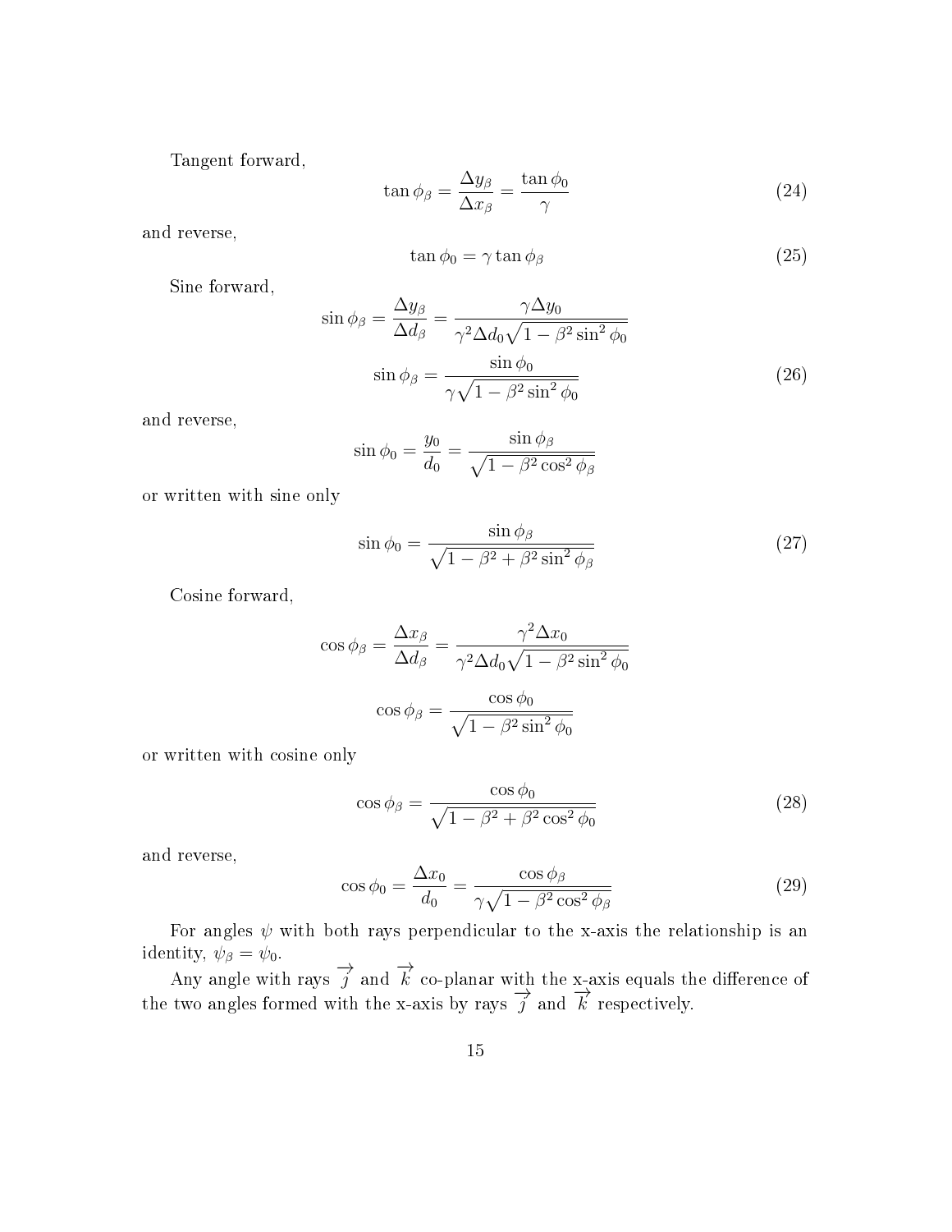Tangent forward,

$$\tan \phi_\beta = \frac{\Delta y_\beta}{\Delta x_\beta} = \frac{\tan \phi_0}{\gamma} \tag{24}$$

and reverse,

$$\tan \phi_0 = \gamma \tan \phi_\beta \tag{25}$$

Sine forward,

$$\sin \phi_\beta = \frac{\Delta y_\beta}{\Delta d_\beta} = \frac{\gamma \Delta y_0}{\gamma^2 \Delta d_0 \sqrt{1 - \beta^2 \sin^2 \phi_0}}$$

$$\sin \phi_\beta = \frac{\sin \phi_0}{\gamma \sqrt{1 - \beta^2 \sin^2 \phi_0}} \tag{26}$$

and reverse,

$$\sin \phi_0 = \frac{y_0}{d_0} = \frac{\sin \phi_\beta}{\sqrt{1 - \beta^2 \cos^2 \phi_\beta}}$$

or written with sine only

$$\sin \phi_0 = \frac{\sin \phi_\beta}{\sqrt{1 - \beta^2 + \beta^2 \sin^2 \phi_\beta}} \tag{27}$$

Cosine forward,

$$\cos \phi_\beta = \frac{\Delta x_\beta}{\Delta d_\beta} = \frac{\gamma^2 \Delta x_0}{\gamma^2 \Delta d_0 \sqrt{1 - \beta^2 \sin^2 \phi_0}}$$

$$\cos \phi_\beta = \frac{\cos \phi_0}{\sqrt{1 - \beta^2 \sin^2 \phi_0}}$$

or written with cosine only

$$\cos \phi_\beta = \frac{\cos \phi_0}{\sqrt{1 - \beta^2 + \beta^2 \cos^2 \phi_0}} \tag{28}$$

and reverse,

$$\cos \phi_0 = \frac{\Delta x_0}{d_0} = \frac{\cos \phi_\beta}{\gamma \sqrt{1 - \beta^2 \cos^2 \phi_\beta}} \tag{29}$$

For angles $\psi$ with both rays perpendicular to the x-axis the relationship is an identity, $\psi_\beta = \psi_0$.

Any angle with rays $\overrightarrow{j}$ and $\overrightarrow{k}$ co-planar with the x-axis equals the difference of the two angles formed with the x-axis by rays $\overrightarrow{j}$ and $\overrightarrow{k}$ respectively.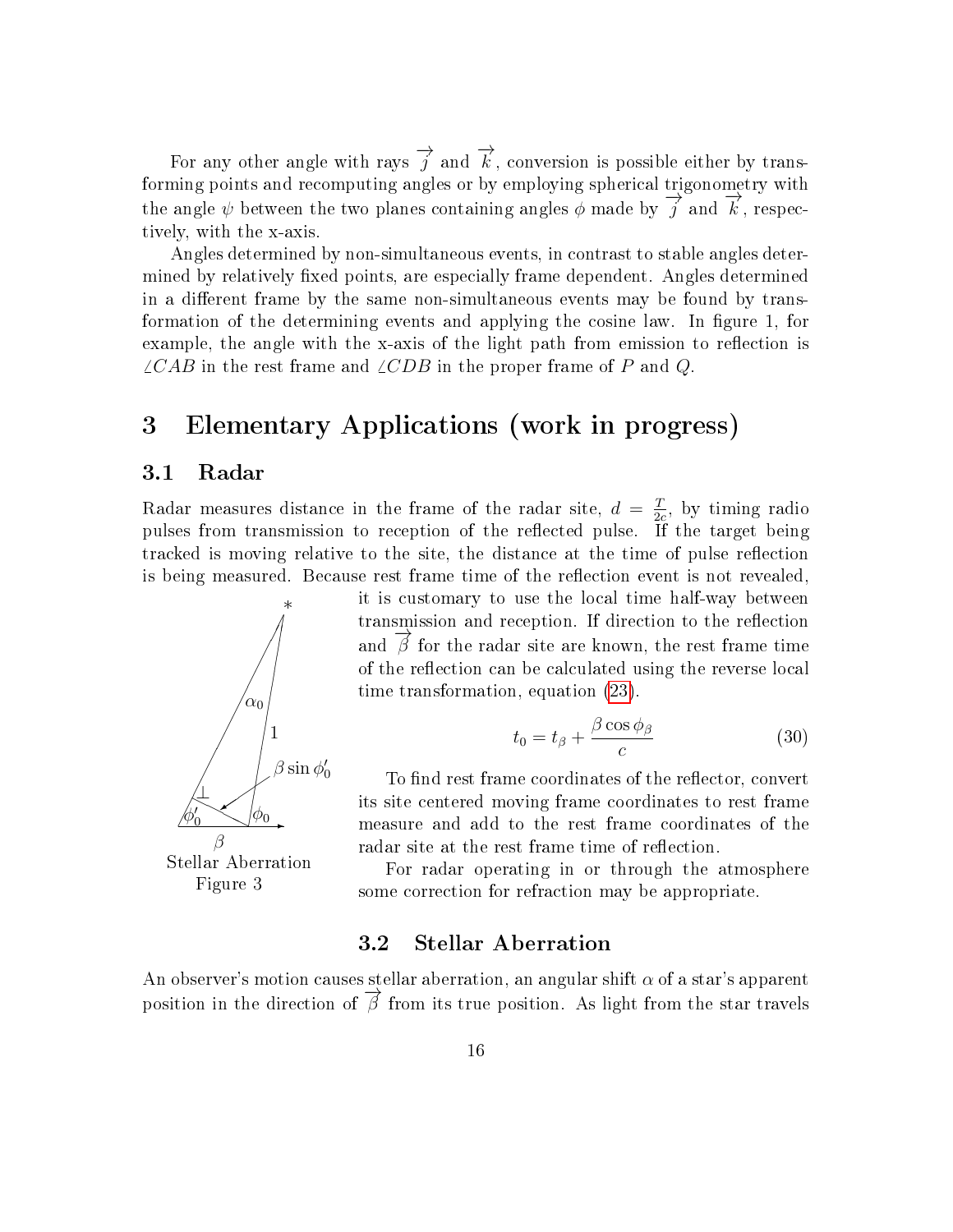For any other angle with rays $\overrightarrow{j}$ and $\overrightarrow{k}$, conversion is possible either by transforming points and recomputing angles or by employing spherical trigonometry with the angle $\psi$ between the two planes containing angles $\phi$ made by $\overrightarrow{j}$ and $\overrightarrow{k}$, respectively, with the x-axis.

Angles determined by non-simultaneous events, in contrast to stable angles determined by relatively fixed points, are especially frame dependent. Angles determined in a different frame by the same non-simultaneous events may be found by transformation of the determining events and applying the cosine law. In figure 1, for example, the angle with the x-axis of the light path from emission to reflection is $\angle CAB$ in the rest frame and $\angle CDB$ in the proper frame of $P$ and $Q$.

# 3 Elementary Applications (work in progress)

## 3.1 Radar

Radar measures distance in the frame of the radar site, $d = \frac{T}{2c}$, by timing radio pulses from transmission to reception of the reflected pulse. If the target being tracked is moving relative to the site, the distance at the time of pulse reflection is being measured. Because rest frame time of the reflection event is not revealed, it is customary to use the local time half-way between transmission and reception. If direction to the reflection and $\overrightarrow{\beta}$ for the radar site are known, the rest frame time of the reflection can be calculated using the reverse local time transformation, equation (23).

$$t_0 = t_\beta + \frac{\beta \cos \phi_\beta}{c} \tag{30}$$

To find rest frame coordinates of the reflector, convert its site centered moving frame coordinates to rest frame measure and add to the rest frame coordinates of the radar site at the rest frame time of reflection.

For radar operating in or through the atmosphere some correction for refraction may be appropriate.

Stellar Aberration
Figure 3

## 3.2 Stellar Aberration

An observer's motion causes stellar aberration, an angular shift $\alpha$ of a star's apparent position in the direction of $\overrightarrow{\beta}$ from its true position. As light from the star travels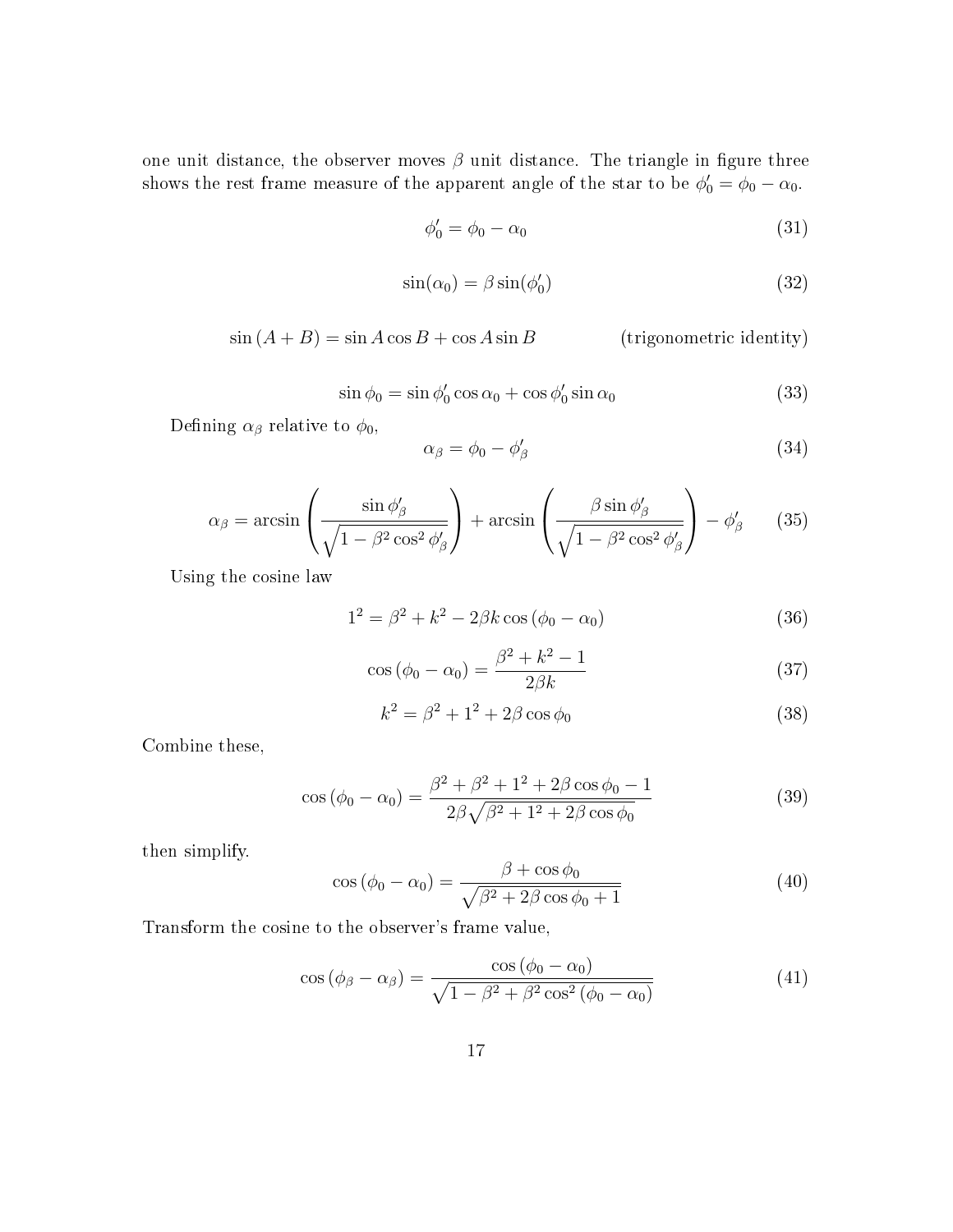one unit distance, the observer moves $\beta$ unit distance. The triangle in figure three shows the rest frame measure of the apparent angle of the star to be $\phi_0' = \phi_0 - \alpha_0$.

$$\phi_0' = \phi_0 - \alpha_0 \tag{31}$$

$$\sin(\alpha_0) = \beta \sin(\phi_0') \tag{32}$$

$$\sin(A + B) = \sin A \cos B + \cos A \sin B \qquad \text{(trigonometric identity)}$$

$$\sin \phi_0 = \sin \phi_0' \cos \alpha_0 + \cos \phi_0' \sin \alpha_0 \tag{33}$$

Defining $\alpha_\beta$ relative to $\phi_0$,

$$\alpha_\beta = \phi_0 - \phi_\beta' \tag{34}$$

$$\alpha_\beta = \arcsin\left(\frac{\sin \phi_\beta'}{\sqrt{1 - \beta^2 \cos^2 \phi_\beta'}}\right) + \arcsin\left(\frac{\beta \sin \phi_\beta'}{\sqrt{1 - \beta^2 \cos^2 \phi_\beta'}}\right) - \phi_\beta' \tag{35}$$

Using the cosine law

$$1^2 = \beta^2 + k^2 - 2\beta k \cos(\phi_0 - \alpha_0) \tag{36}$$

$$\cos(\phi_0 - \alpha_0) = \frac{\beta^2 + k^2 - 1}{2\beta k} \tag{37}$$

$$k^2 = \beta^2 + 1^2 + 2\beta \cos \phi_0 \tag{38}$$

Combine these,

$$\cos(\phi_0 - \alpha_0) = \frac{\beta^2 + \beta^2 + 1^2 + 2\beta \cos \phi_0 - 1}{2\beta\sqrt{\beta^2 + 1^2 + 2\beta \cos \phi_0}} \tag{39}$$

then simplify.

$$\cos(\phi_0 - \alpha_0) = \frac{\beta + \cos \phi_0}{\sqrt{\beta^2 + 2\beta \cos \phi_0 + 1}} \tag{40}$$

Transform the cosine to the observer's frame value,

$$\cos(\phi_\beta - \alpha_\beta) = \frac{\cos(\phi_0 - \alpha_0)}{\sqrt{1 - \beta^2 + \beta^2 \cos^2(\phi_0 - \alpha_0)}} \tag{41}$$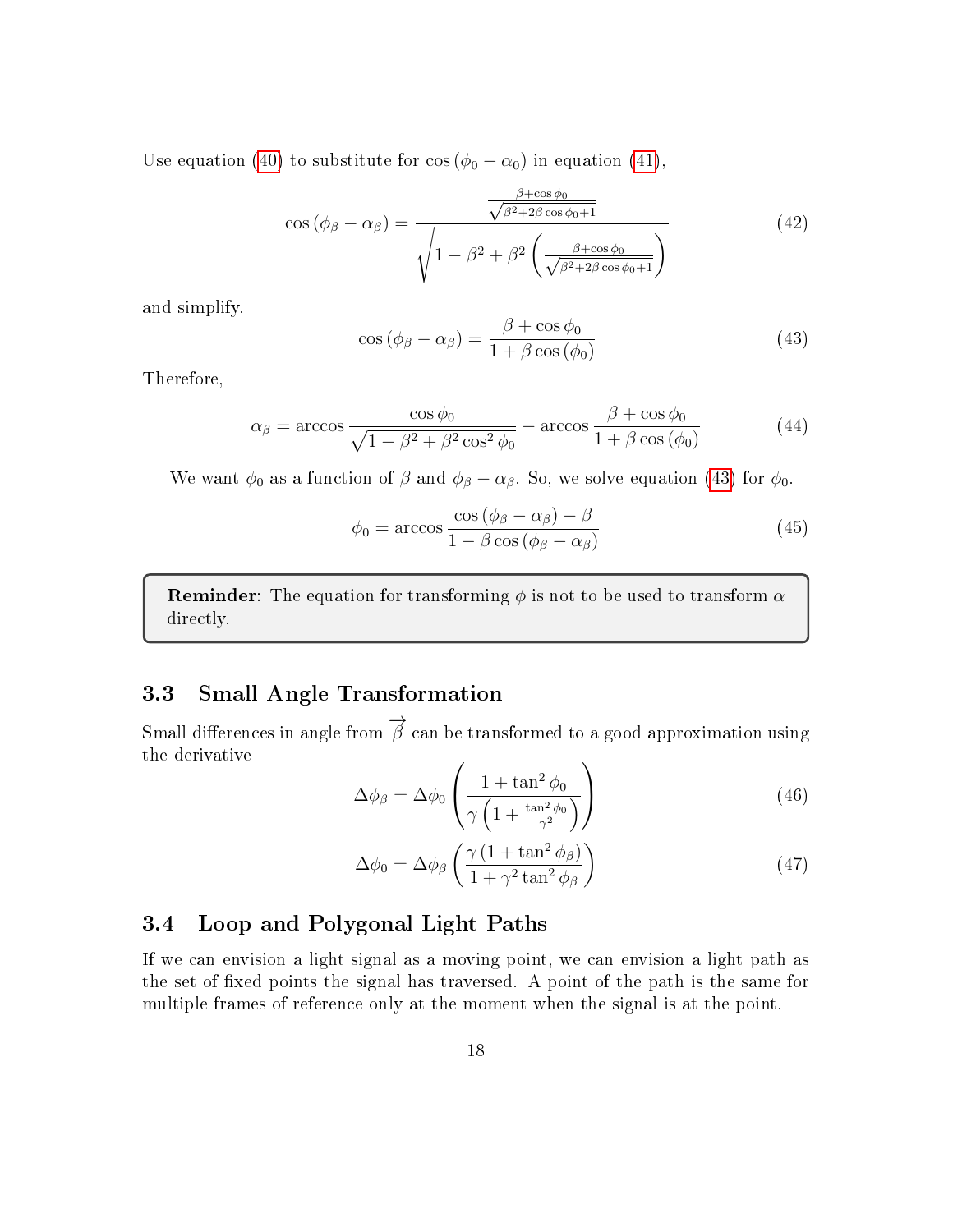Use equation (40) to substitute for $\cos(\phi_0 - \alpha_0)$ in equation (41),

$$\cos(\phi_\beta - \alpha_\beta) = \frac{\frac{\beta + \cos\phi_0}{\sqrt{\beta^2 + 2\beta\cos\phi_0 + 1}}}{\sqrt{1 - \beta^2 + \beta^2\left(\frac{\beta + \cos\phi_0}{\sqrt{\beta^2 + 2\beta\cos\phi_0 + 1}}\right)}} \tag{42}$$

and simplify.

$$\cos(\phi_\beta - \alpha_\beta) = \frac{\beta + \cos\phi_0}{1 + \beta\cos(\phi_0)} \tag{43}$$

Therefore,

$$\alpha_\beta = \arccos\frac{\cos\phi_0}{\sqrt{1 - \beta^2 + \beta^2\cos^2\phi_0}} - \arccos\frac{\beta + \cos\phi_0}{1 + \beta\cos(\phi_0)} \tag{44}$$

We want $\phi_0$ as a function of $\beta$ and $\phi_\beta - \alpha_\beta$. So, we solve equation (43) for $\phi_0$.

$$\phi_0 = \arccos\frac{\cos(\phi_\beta - \alpha_\beta) - \beta}{1 - \beta\cos(\phi_\beta - \alpha_\beta)} \tag{45}$$

> **Reminder**: The equation for transforming $\phi$ is not to be used to transform $\alpha$ directly.

### 3.3 Small Angle Transformation

Small differences in angle from $\vec{\beta}$ can be transformed to a good approximation using the derivative

$$\Delta\phi_\beta = \Delta\phi_0\left(\frac{1 + \tan^2\phi_0}{\gamma\left(1 + \frac{\tan^2\phi_0}{\gamma^2}\right)}\right) \tag{46}$$

$$\Delta\phi_0 = \Delta\phi_\beta\left(\frac{\gamma\left(1 + \tan^2\phi_\beta\right)}{1 + \gamma^2\tan^2\phi_\beta}\right) \tag{47}$$

### 3.4 Loop and Polygonal Light Paths

If we can envision a light signal as a moving point, we can envision a light path as the set of fixed points the signal has traversed. A point of the path is the same for multiple frames of reference only at the moment when the signal is at the point.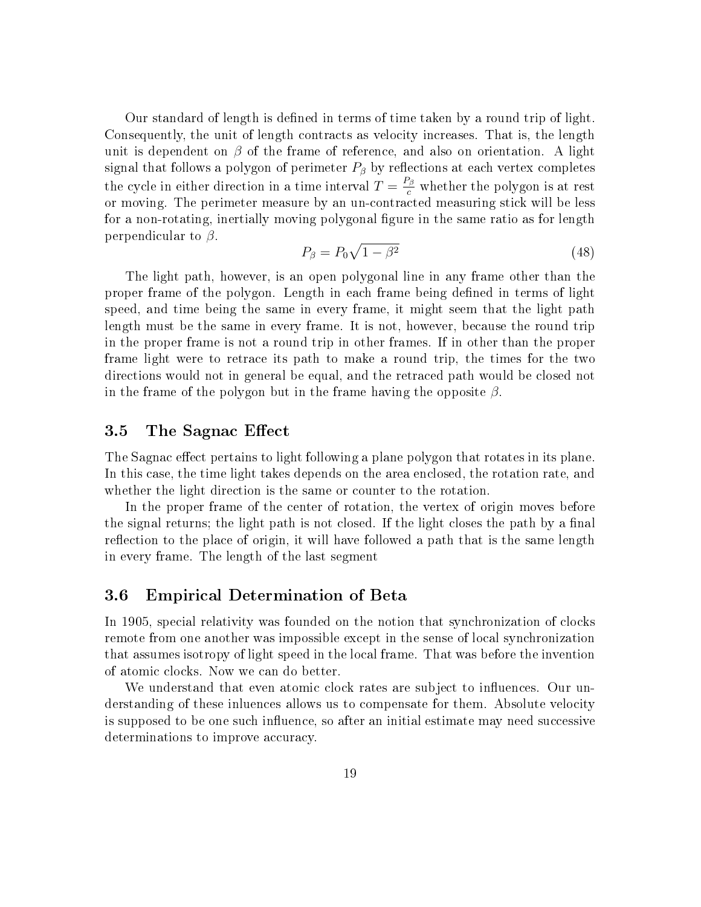Our standard of length is defined in terms of time taken by a round trip of light. Consequently, the unit of length contracts as velocity increases. That is, the length unit is dependent on $\beta$ of the frame of reference, and also on orientation. A light signal that follows a polygon of perimeter $P_\beta$ by reflections at each vertex completes the cycle in either direction in a time interval $T = \frac{P_\beta}{c}$ whether the polygon is at rest or moving. The perimeter measure by an un-contracted measuring stick will be less for a non-rotating, inertially moving polygonal figure in the same ratio as for length perpendicular to $\beta$.

$$P_\beta = P_0\sqrt{1-\beta^2} \tag{48}$$

The light path, however, is an open polygonal line in any frame other than the proper frame of the polygon. Length in each frame being defined in terms of light speed, and time being the same in every frame, it might seem that the light path length must be the same in every frame. It is not, however, because the round trip in the proper frame is not a round trip in other frames. If in other than the proper frame light were to retrace its path to make a round trip, the times for the two directions would not in general be equal, and the retraced path would be closed not in the frame of the polygon but in the frame having the opposite $\beta$.

## 3.5 The Sagnac Effect

The Sagnac effect pertains to light following a plane polygon that rotates in its plane. In this case, the time light takes depends on the area enclosed, the rotation rate, and whether the light direction is the same or counter to the rotation.

In the proper frame of the center of rotation, the vertex of origin moves before the signal returns; the light path is not closed. If the light closes the path by a final reflection to the place of origin, it will have followed a path that is the same length in every frame. The length of the last segment

## 3.6 Empirical Determination of Beta

In 1905, special relativity was founded on the notion that synchronization of clocks remote from one another was impossible except in the sense of local synchronization that assumes isotropy of light speed in the local frame. That was before the invention of atomic clocks. Now we can do better.

We understand that even atomic clock rates are subject to influences. Our understanding of these inluences allows us to compensate for them. Absolute velocity is supposed to be one such influence, so after an initial estimate may need successive determinations to improve accuracy.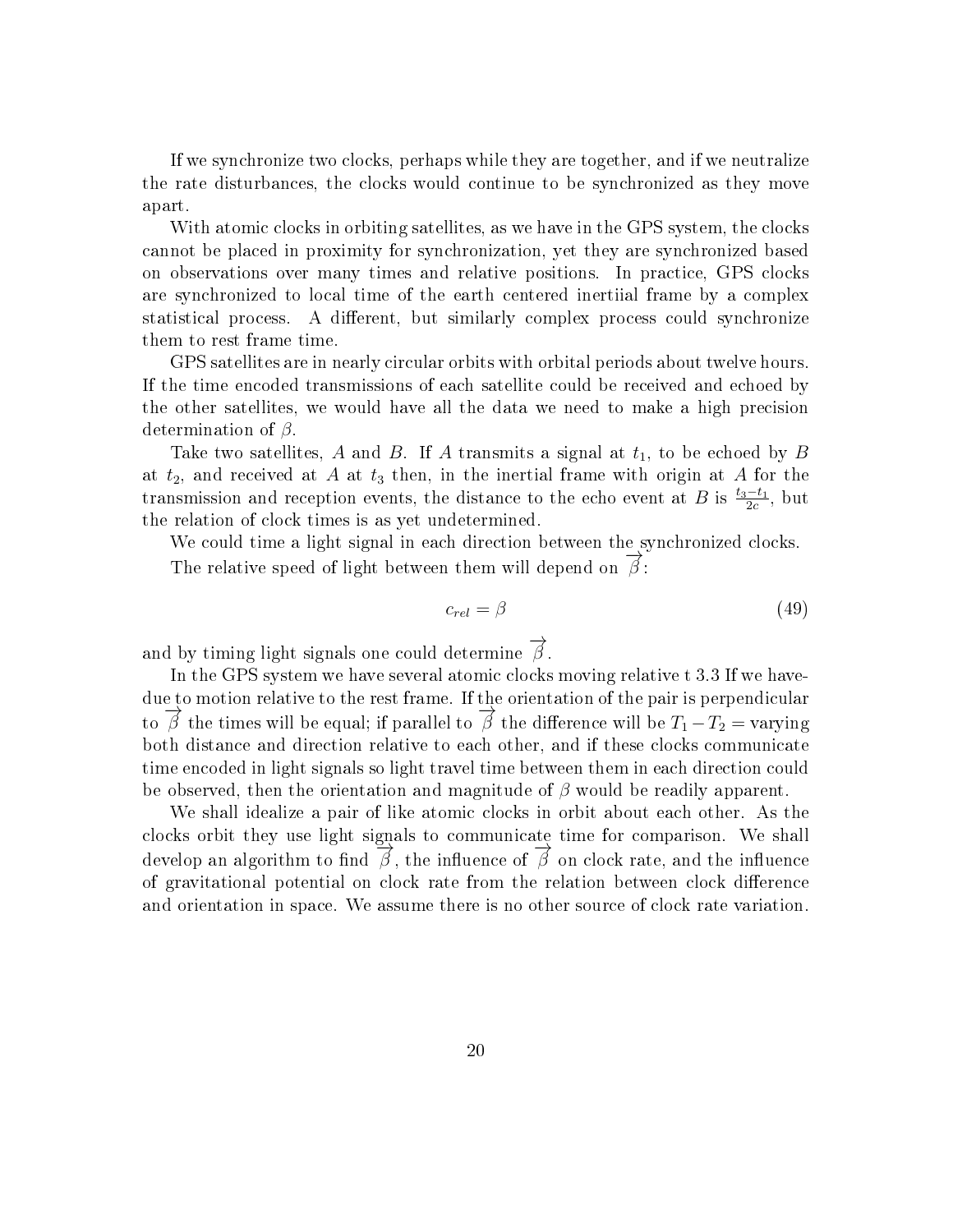If we synchronize two clocks, perhaps while they are together, and if we neutralize the rate disturbances, the clocks would continue to be synchronized as they move apart.

With atomic clocks in orbiting satellites, as we have in the GPS system, the clocks cannot be placed in proximity for synchronization, yet they are synchronized based on observations over many times and relative positions. In practice, GPS clocks are synchronized to local time of the earth centered inertiial frame by a complex statistical process. A different, but similarly complex process could synchronize them to rest frame time.

GPS satellites are in nearly circular orbits with orbital periods about twelve hours. If the time encoded transmissions of each satellite could be received and echoed by the other satellites, we would have all the data we need to make a high precision determination of $\beta$.

Take two satellites, $A$ and $B$. If $A$ transmits a signal at $t_1$, to be echoed by $B$ at $t_2$, and received at $A$ at $t_3$ then, in the inertial frame with origin at $A$ for the transmission and reception events, the distance to the echo event at $B$ is $\frac{t_3 - t_1}{2c}$, but the relation of clock times is as yet undetermined.

We could time a light signal in each direction between the synchronized clocks.

The relative speed of light between them will depend on $\overrightarrow{\beta}$:

$$c_{rel} = \beta \tag{49}$$

and by timing light signals one could determine $\overrightarrow{\beta}$.

In the GPS system we have several atomic clocks moving relative t 3.3 If we have-due to motion relative to the rest frame. If the orientation of the pair is perpendicular to $\overrightarrow{\beta}$ the times will be equal; if parallel to $\overrightarrow{\beta}$ the difference will be $T_1 - T_2 =$ varying both distance and direction relative to each other, and if these clocks communicate time encoded in light signals so light travel time between them in each direction could be observed, then the orientation and magnitude of $\beta$ would be readily apparent.

We shall idealize a pair of like atomic clocks in orbit about each other. As the clocks orbit they use light signals to communicate time for comparison. We shall develop an algorithm to find $\overrightarrow{\beta}$, the influence of $\overrightarrow{\beta}$ on clock rate, and the influence of gravitational potential on clock rate from the relation between clock difference and orientation in space. We assume there is no other source of clock rate variation.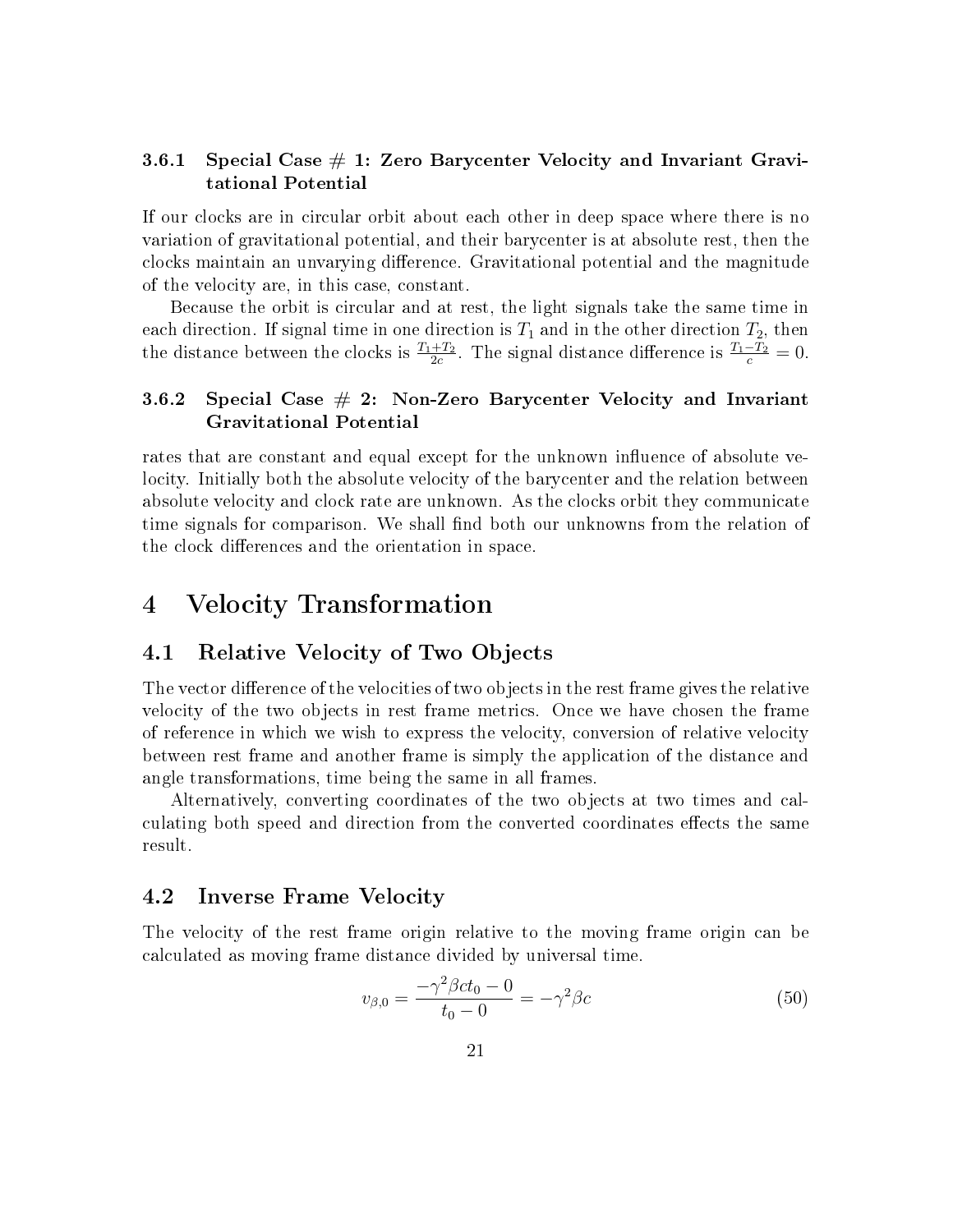#### 3.6.1 Special Case # 1: Zero Barycenter Velocity and Invariant Gravitational Potential

If our clocks are in circular orbit about each other in deep space where there is no variation of gravitational potential, and their barycenter is at absolute rest, then the clocks maintain an unvarying difference. Gravitational potential and the magnitude of the velocity are, in this case, constant.

Because the orbit is circular and at rest, the light signals take the same time in each direction. If signal time in one direction is $T_1$ and in the other direction $T_2$, then the distance between the clocks is $\frac{T_1+T_2}{2c}$. The signal distance difference is $\frac{T_1-T_2}{c} = 0$.

#### 3.6.2 Special Case # 2: Non-Zero Barycenter Velocity and Invariant Gravitational Potential

rates that are constant and equal except for the unknown influence of absolute velocity. Initially both the absolute velocity of the barycenter and the relation between absolute velocity and clock rate are unknown. As the clocks orbit they communicate time signals for comparison. We shall find both our unknowns from the relation of the clock differences and the orientation in space.

# 4 Velocity Transformation

## 4.1 Relative Velocity of Two Objects

The vector difference of the velocities of two objects in the rest frame gives the relative velocity of the two objects in rest frame metrics. Once we have chosen the frame of reference in which we wish to express the velocity, conversion of relative velocity between rest frame and another frame is simply the application of the distance and angle transformations, time being the same in all frames.

Alternatively, converting coordinates of the two objects at two times and calculating both speed and direction from the converted coordinates effects the same result.

## 4.2 Inverse Frame Velocity

The velocity of the rest frame origin relative to the moving frame origin can be calculated as moving frame distance divided by universal time.

$$v_{\beta,0} = \frac{-\gamma^2 \beta c t_0 - 0}{t_0 - 0} = -\gamma^2 \beta c \tag{50}$$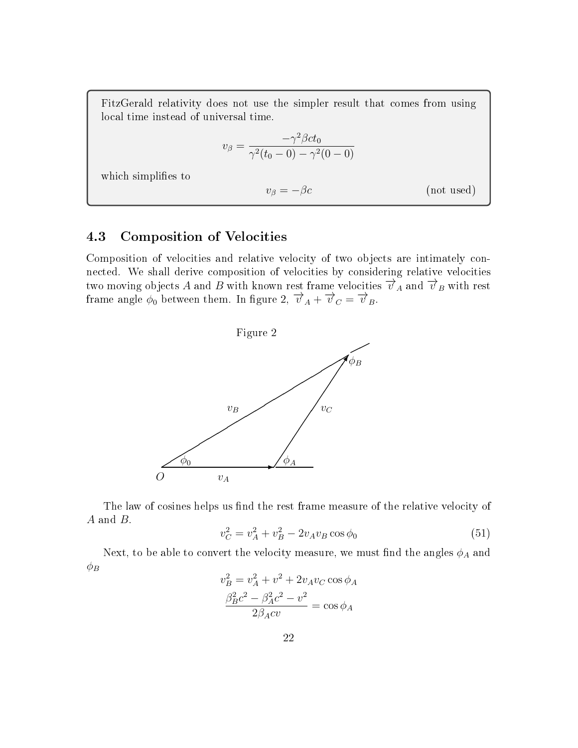FitzGerald relativity does not use the simpler result that comes from using local time instead of universal time.

$$v_\beta = \frac{-\gamma^2 \beta c t_0}{\gamma^2(t_0 - 0) - \gamma^2(0-0)}$$

which simplifies to

$$v_\beta = -\beta c \qquad \text{(not used)}$$

### 4.3 Composition of Velocities

Composition of velocities and relative velocity of two objects are intimately connected. We shall derive composition of velocities by considering relative velocities two moving objects $A$ and $B$ with known rest frame velocities $\overrightarrow{v}_A$ and $\overrightarrow{v}_B$ with rest frame angle $\phi_0$ between them. In figure 2, $\overrightarrow{v}_A + \overrightarrow{v}_C = \overrightarrow{v}_B$.

Figure 2

The law of cosines helps us find the rest frame measure of the relative velocity of $A$ and $B$.

$$v_C^2 = v_A^2 + v_B^2 - 2v_A v_B \cos\phi_0 \tag{51}$$

Next, to be able to convert the velocity measure, we must find the angles $\phi_A$ and $\phi_B$

$$v_B^2 = v_A^2 + v^2 + 2v_A v_C \cos\phi_A$$

$$\frac{\beta_B^2 c^2 - \beta_A^2 c^2 - v^2}{2\beta_A c v} = \cos\phi_A$$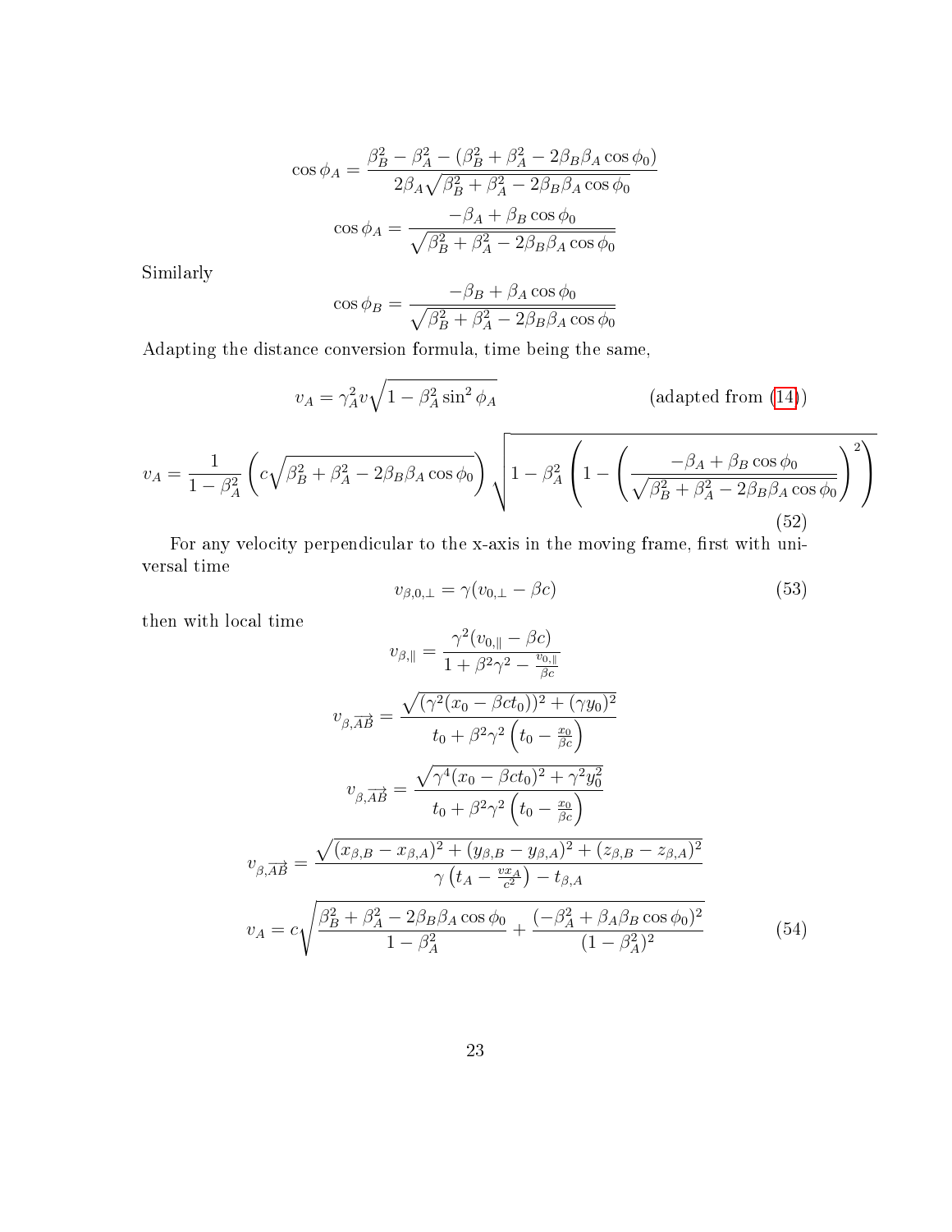$$\cos\phi_A = \frac{\beta_B^2 - \beta_A^2 - (\beta_B^2 + \beta_A^2 - 2\beta_B\beta_A\cos\phi_0)}{2\beta_A\sqrt{\beta_B^2 + \beta_A^2 - 2\beta_B\beta_A\cos\phi_0}}$$

$$\cos\phi_A = \frac{-\beta_A + \beta_B\cos\phi_0}{\sqrt{\beta_B^2 + \beta_A^2 - 2\beta_B\beta_A\cos\phi_0}}$$

Similarly

$$\cos\phi_B = \frac{-\beta_B + \beta_A\cos\phi_0}{\sqrt{\beta_B^2 + \beta_A^2 - 2\beta_B\beta_A\cos\phi_0}}$$

Adapting the distance conversion formula, time being the same,

$$v_A = \gamma_A^2 v\sqrt{1 - \beta_A^2\sin^2\phi_A} \qquad \text{(adapted from (14))}$$

$$v_A = \frac{1}{1-\beta_A^2}\left(c\sqrt{\beta_B^2 + \beta_A^2 - 2\beta_B\beta_A\cos\phi_0}\right)\sqrt{1 - \beta_A^2\left(1 - \left(\frac{-\beta_A + \beta_B\cos\phi_0}{\sqrt{\beta_B^2 + \beta_A^2 - 2\beta_B\beta_A\cos\phi_0}}\right)^2\right)} \tag{52}$$

For any velocity perpendicular to the x-axis in the moving frame, first with universal time

$$v_{\beta,0,\perp} = \gamma(v_{0,\perp} - \beta c) \tag{53}$$

then with local time

$$v_{\beta,\parallel} = \frac{\gamma^2(v_{0,\parallel} - \beta c)}{1 + \beta^2\gamma^2 - \frac{v_{0,\parallel}}{\beta c}}$$

$$v_{\beta,\overrightarrow{AB}} = \frac{\sqrt{(\gamma^2(x_0 - \beta c t_0))^2 + (\gamma y_0)^2}}{t_0 + \beta^2\gamma^2\left(t_0 - \frac{x_0}{\beta c}\right)}$$

$$v_{\beta,\overrightarrow{AB}} = \frac{\sqrt{\gamma^4(x_0 - \beta c t_0)^2 + \gamma^2 y_0^2}}{t_0 + \beta^2\gamma^2\left(t_0 - \frac{x_0}{\beta c}\right)}$$

$$v_{\beta,\overrightarrow{AB}} = \frac{\sqrt{(x_{\beta,B} - x_{\beta,A})^2 + (y_{\beta,B} - y_{\beta,A})^2 + (z_{\beta,B} - z_{\beta,A})^2}}{\gamma\left(t_A - \frac{v x_A}{c^2}\right) - t_{\beta,A}}$$

$$v_A = c\sqrt{\frac{\beta_B^2 + \beta_A^2 - 2\beta_B\beta_A\cos\phi_0}{1-\beta_A^2} + \frac{(-\beta_A^2 + \beta_A\beta_B\cos\phi_0)^2}{(1-\beta_A^2)^2}} \tag{54}$$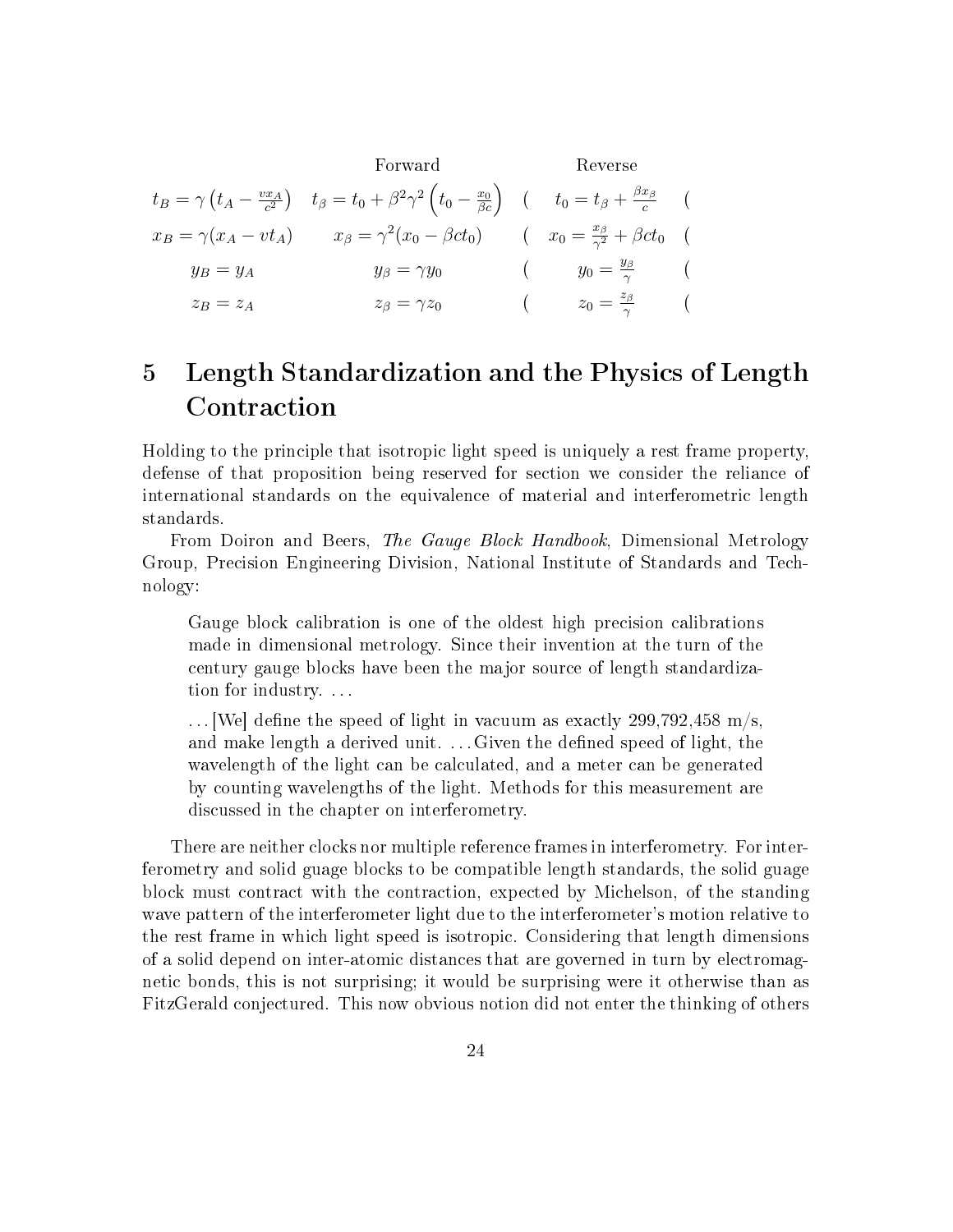| | Forward | | Reverse | |
|---|---|---|---|---|
| $t_B = \gamma\left(t_A - \frac{vx_A}{c^2}\right)$ | $t_\beta = t_0 + \beta^2\gamma^2\left(t_0 - \frac{x_0}{\beta c}\right)$ | ( | $t_0 = t_\beta + \frac{\beta x_\beta}{c}$ | ( |
| $x_B = \gamma(x_A - vt_A)$ | $x_\beta = \gamma^2(x_0 - \beta ct_0)$ | ( | $x_0 = \frac{x_\beta}{\gamma^2} + \beta ct_0$ | ( |
| $y_B = y_A$ | $y_\beta = \gamma y_0$ | ( | $y_0 = \frac{y_\beta}{\gamma}$ | ( |
| $z_B = z_A$ | $z_\beta = \gamma z_0$ | ( | $z_0 = \frac{z_\beta}{\gamma}$ | ( |

## 5 Length Standardization and the Physics of Length Contraction

Holding to the principle that isotropic light speed is uniquely a rest frame property, defense of that proposition being reserved for section we consider the reliance of international standards on the equivalence of material and interferometric length standards.

From Doiron and Beers, *The Gauge Block Handbook*, Dimensional Metrology Group, Precision Engineering Division, National Institute of Standards and Technology:

> Gauge block calibration is one of the oldest high precision calibrations made in dimensional metrology. Since their invention at the turn of the century gauge blocks have been the major source of length standardization for industry. ...
>
> ...[We] define the speed of light in vacuum as exactly 299,792,458 m/s, and make length a derived unit. ...Given the defined speed of light, the wavelength of the light can be calculated, and a meter can be generated by counting wavelengths of the light. Methods for this measurement are discussed in the chapter on interferometry.

There are neither clocks nor multiple reference frames in interferometry. For interferometry and solid guage blocks to be compatible length standards, the solid guage block must contract with the contraction, expected by Michelson, of the standing wave pattern of the interferometer light due to the interferometer's motion relative to the rest frame in which light speed is isotropic. Considering that length dimensions of a solid depend on inter-atomic distances that are governed in turn by electromagnetic bonds, this is not surprising; it would be surprising were it otherwise than as FitzGerald conjectured. This now obvious notion did not enter the thinking of others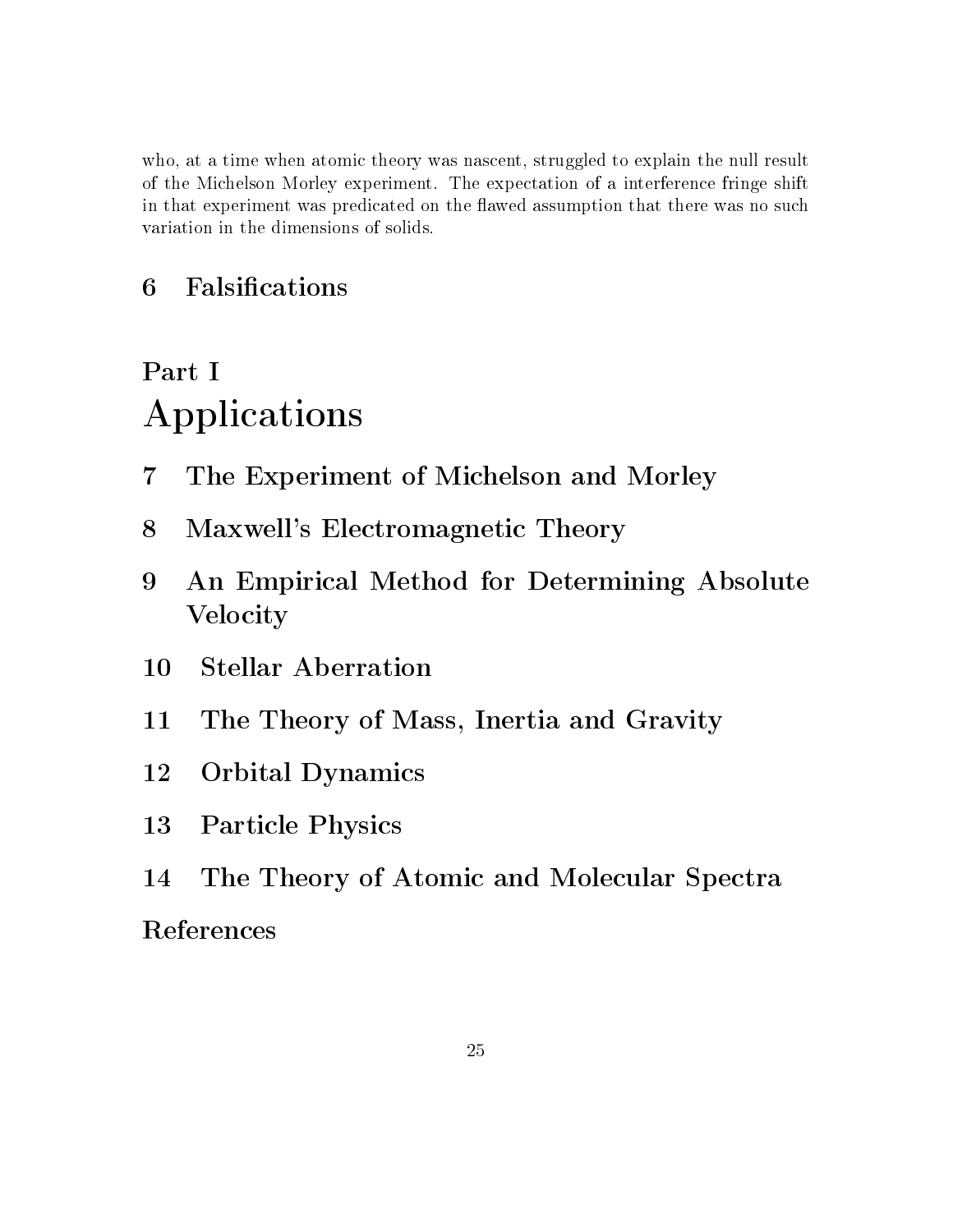who, at a time when atomic theory was nascent, struggled to explain the null result of the Michelson Morley experiment. The expectation of a interference fringe shift in that experiment was predicated on the flawed assumption that there was no such variation in the dimensions of solids.

## 6 Falsifications

# Part I
# Applications

## 7 The Experiment of Michelson and Morley

## 8 Maxwell's Electromagnetic Theory

## 9 An Empirical Method for Determining Absolute Velocity

## 10 Stellar Aberration

## 11 The Theory of Mass, Inertia and Gravity

## 12 Orbital Dynamics

## 13 Particle Physics

## 14 The Theory of Atomic and Molecular Spectra

## References